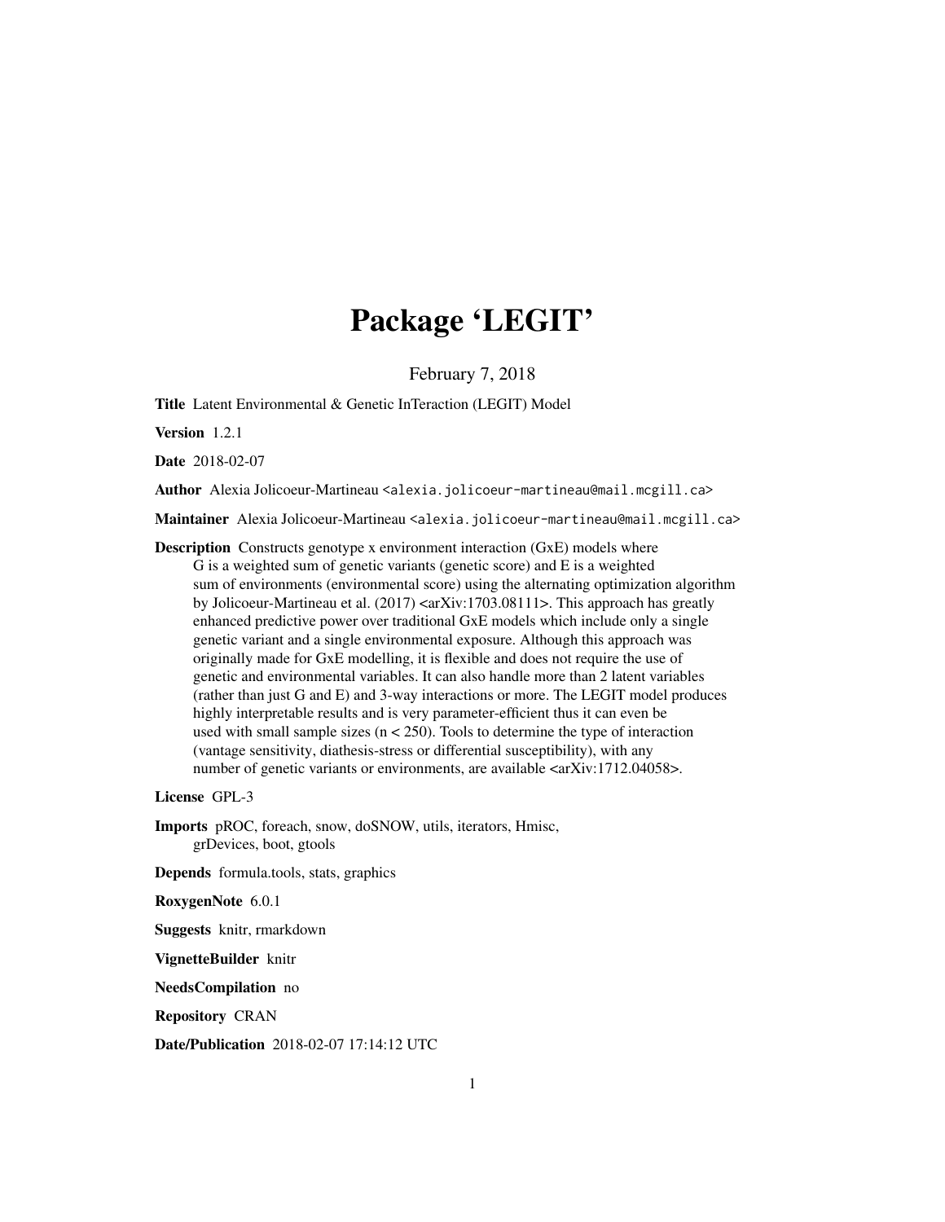# Package 'LEGIT'

February 7, 2018

**Title** Latent Environmental & Genetic InTeraction (LEGIT) Model

**Version** 1.2.1

**Date** 2018-02-07

**Author** Alexia Jolicoeur-Martineau <alexia.jolicoeur-martineau@mail.mcgill.ca>

**Maintainer** Alexia Jolicoeur-Martineau <alexia.jolicoeur-martineau@mail.mcgill.ca>

**Description** Constructs genotype x environment interaction (GxE) models where G is a weighted sum of genetic variants (genetic score) and E is a weighted sum of environments (environmental score) using the alternating optimization algorithm by Jolicoeur-Martineau et al. (2017) <arXiv:1703.08111>. This approach has greatly enhanced predictive power over traditional GxE models which include only a single genetic variant and a single environmental exposure. Although this approach was originally made for GxE modelling, it is flexible and does not require the use of genetic and environmental variables. It can also handle more than 2 latent variables (rather than just G and E) and 3-way interactions or more. The LEGIT model produces highly interpretable results and is very parameter-efficient thus it can even be used with small sample sizes (n < 250). Tools to determine the type of interaction (vantage sensitivity, diathesis-stress or differential susceptibility), with any number of genetic variants or environments, are available <arXiv:1712.04058>.

**License** GPL-3

**Imports** pROC, foreach, snow, doSNOW, utils, iterators, Hmisc, grDevices, boot, gtools

**Depends** formula.tools, stats, graphics

**RoxygenNote** 6.0.1

**Suggests** knitr, rmarkdown

**VignetteBuilder** knitr

**NeedsCompilation** no

**Repository** CRAN

**Date/Publication** 2018-02-07 17:14:12 UTC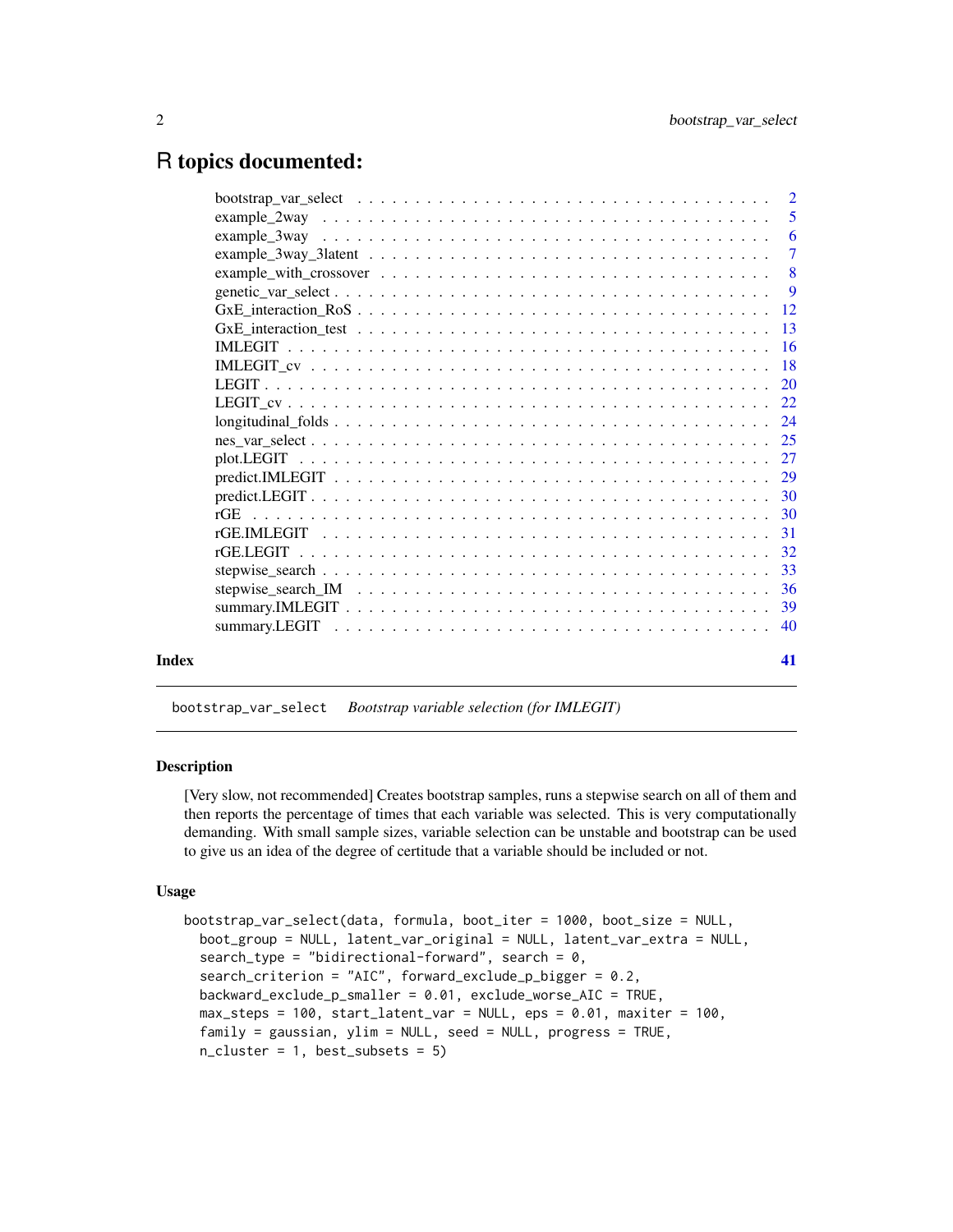# R topics documented:

| | |
|---|---|
| bootstrap_var_select | 2 |
| example_2way | 5 |
| example_3way | 6 |
| example_3way_3latent | 7 |
| example_with_crossover | 8 |
| genetic_var_select | 9 |
| GxE_interaction_RoS | 12 |
| GxE_interaction_test | 13 |
| IMLEGIT | 16 |
| IMLEGIT_cv | 18 |
| LEGIT | 20 |
| LEGIT_cv | 22 |
| longitudinal_folds | 24 |
| nes_var_select | 25 |
| plot.LEGIT | 27 |
| predict.IMLEGIT | 29 |
| predict.LEGIT | 30 |
| rGE | 30 |
| rGE.IMLEGIT | 31 |
| rGE.LEGIT | 32 |
| stepwise_search | 33 |
| stepwise_search_IM | 36 |
| summary.IMLEGIT | 39 |
| summary.LEGIT | 40 |
| **Index** | **41** |

---

`bootstrap_var_select` *Bootstrap variable selection (for IMLEGIT)*

---

### Description

[Very slow, not recommended] Creates bootstrap samples, runs a stepwise search on all of them and then reports the percentage of times that each variable was selected. This is very computationally demanding. With small sample sizes, variable selection can be unstable and bootstrap can be used to give us an idea of the degree of certitude that a variable should be included or not.

### Usage

```
bootstrap_var_select(data, formula, boot_iter = 1000, boot_size = NULL,
  boot_group = NULL, latent_var_original = NULL, latent_var_extra = NULL,
  search_type = "bidirectional-forward", search = 0,
  search_criterion = "AIC", forward_exclude_p_bigger = 0.2,
  backward_exclude_p_smaller = 0.01, exclude_worse_AIC = TRUE,
  max_steps = 100, start_latent_var = NULL, eps = 0.01, maxiter = 100,
  family = gaussian, ylim = NULL, seed = NULL, progress = TRUE,
  n_cluster = 1, best_subsets = 5)
```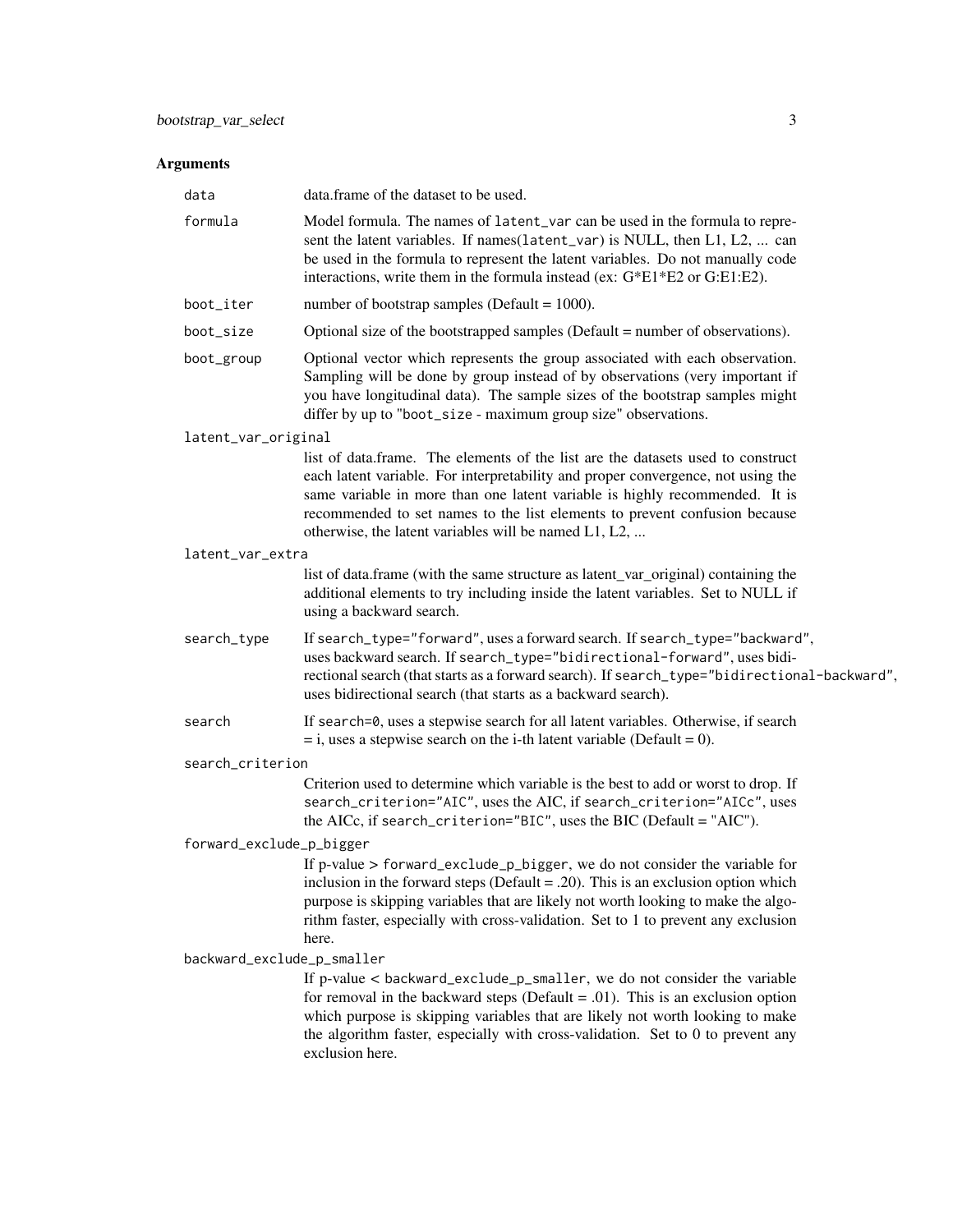## Arguments

- **data**: data.frame of the dataset to be used.

- **formula**: Model formula. The names of `latent_var` can be used in the formula to represent the latent variables. If names(`latent_var`) is NULL, then L1, L2, ... can be used in the formula to represent the latent variables. Do not manually code interactions, write them in the formula instead (ex: G*E1*E2 or G:E1:E2).

- **boot_iter**: number of bootstrap samples (Default = 1000).

- **boot_size**: Optional size of the bootstrapped samples (Default = number of observations).

- **boot_group**: Optional vector which represents the group associated with each observation. Sampling will be done by group instead of by observations (very important if you have longitudinal data). The sample sizes of the bootstrap samples might differ by up to "`boot_size` - maximum group size" observations.

- **latent_var_original**: list of data.frame. The elements of the list are the datasets used to construct each latent variable. For interpretability and proper convergence, not using the same variable in more than one latent variable is highly recommended. It is recommended to set names to the list elements to prevent confusion because otherwise, the latent variables will be named L1, L2, ...

- **latent_var_extra**: list of data.frame (with the same structure as latent_var_original) containing the additional elements to try including inside the latent variables. Set to NULL if using a backward search.

- **search_type**: If `search_type="forward"`, uses a forward search. If `search_type="backward"`, uses backward search. If `search_type="bidirectional-forward"`, uses bidirectional search (that starts as a forward search). If `search_type="bidirectional-backward"`, uses bidirectional search (that starts as a backward search).

- **search**: If `search=0`, uses a stepwise search for all latent variables. Otherwise, if search = i, uses a stepwise search on the i-th latent variable (Default = 0).

- **search_criterion**: Criterion used to determine which variable is the best to add or worst to drop. If `search_criterion="AIC"`, uses the AIC, if `search_criterion="AICc"`, uses the AICc, if `search_criterion="BIC"`, uses the BIC (Default = "AIC").

- **forward_exclude_p_bigger**: If p-value > `forward_exclude_p_bigger`, we do not consider the variable for inclusion in the forward steps (Default = .20). This is an exclusion option which purpose is skipping variables that are likely not worth looking to make the algorithm faster, especially with cross-validation. Set to 1 to prevent any exclusion here.

- **backward_exclude_p_smaller**: If p-value < `backward_exclude_p_smaller`, we do not consider the variable for removal in the backward steps (Default = .01). This is an exclusion option which purpose is skipping variables that are likely not worth looking to make the algorithm faster, especially with cross-validation. Set to 0 to prevent any exclusion here.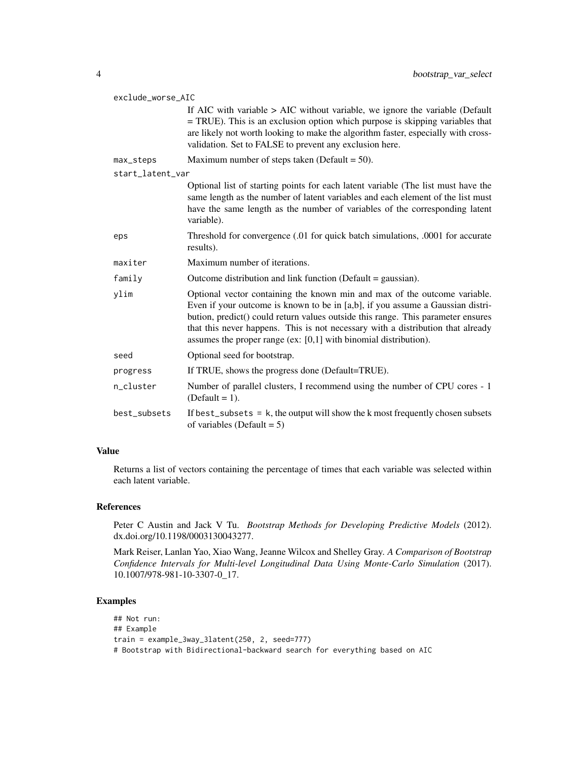`exclude_worse_AIC`
: If AIC with variable > AIC without variable, we ignore the variable (Default = TRUE). This is an exclusion option which purpose is skipping variables that are likely not worth looking to make the algorithm faster, especially with cross-validation. Set to FALSE to prevent any exclusion here.

`max_steps`
: Maximum number of steps taken (Default = 50).

`start_latent_var`
: Optional list of starting points for each latent variable (The list must have the same length as the number of latent variables and each element of the list must have the same length as the number of variables of the corresponding latent variable).

`eps`
: Threshold for convergence (.01 for quick batch simulations, .0001 for accurate results).

`maxiter`
: Maximum number of iterations.

`family`
: Outcome distribution and link function (Default = gaussian).

`ylim`
: Optional vector containing the known min and max of the outcome variable. Even if your outcome is known to be in [a,b], if you assume a Gaussian distribution, predict() could return values outside this range. This parameter ensures that this never happens. This is not necessary with a distribution that already assumes the proper range (ex: [0,1] with binomial distribution).

`seed`
: Optional seed for bootstrap.

`progress`
: If TRUE, shows the progress done (Default=TRUE).

`n_cluster`
: Number of parallel clusters, I recommend using the number of CPU cores - 1 (Default = 1).

`best_subsets`
: If `best_subsets = k`, the output will show the k most frequently chosen subsets of variables (Default = 5)

### Value

Returns a list of vectors containing the percentage of times that each variable was selected within each latent variable.

### References

Peter C Austin and Jack V Tu. *Bootstrap Methods for Developing Predictive Models* (2012). dx.doi.org/10.1198/0003130043277.

Mark Reiser, Lanlan Yao, Xiao Wang, Jeanne Wilcox and Shelley Gray. *A Comparison of Bootstrap Confidence Intervals for Multi-level Longitudinal Data Using Monte-Carlo Simulation* (2017). 10.1007/978-981-10-3307-0_17.

### Examples

```
## Not run:
## Example
train = example_3way_3latent(250, 2, seed=777)
# Bootstrap with Bidirectional-backward search for everything based on AIC
```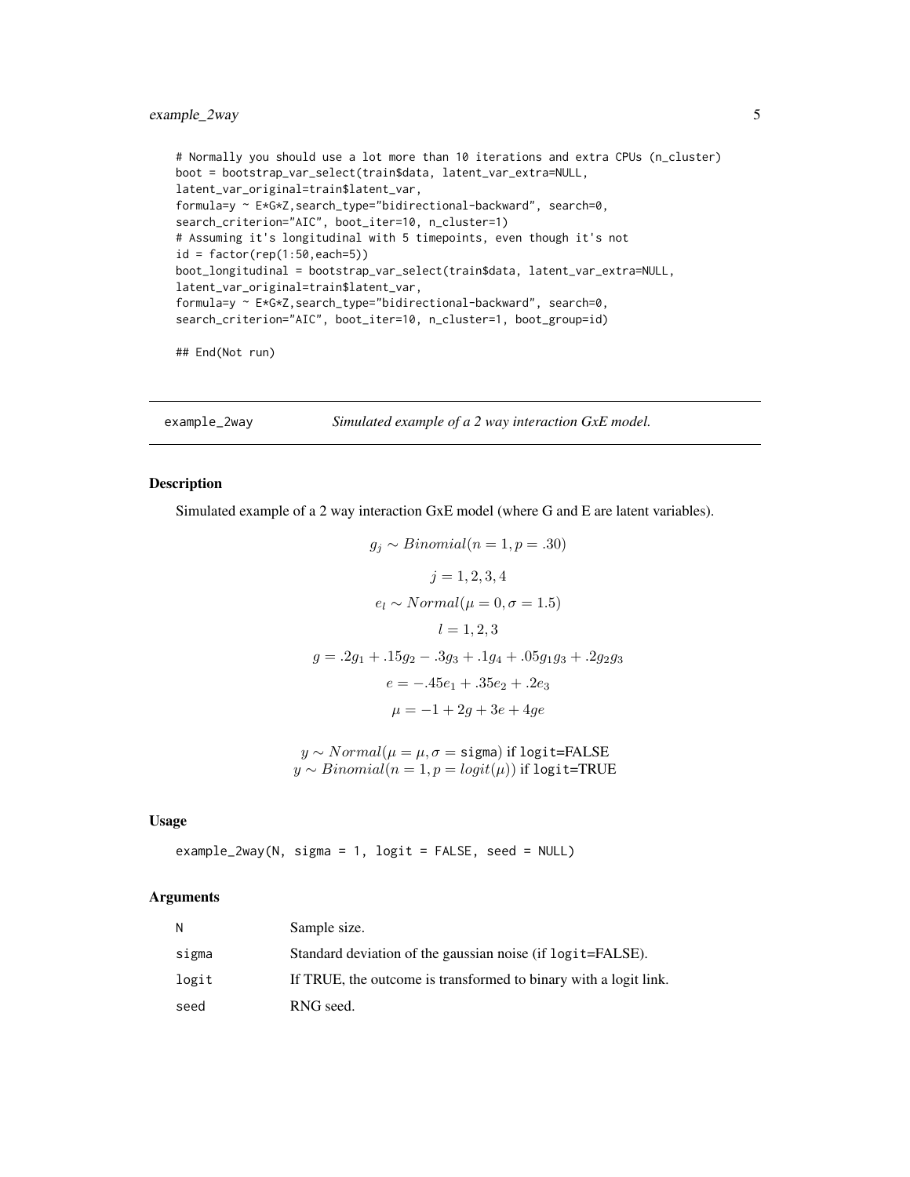```
# Normally you should use a lot more than 10 iterations and extra CPUs (n_cluster)
boot = bootstrap_var_select(train$data, latent_var_extra=NULL,
latent_var_original=train$latent_var,
formula=y ~ E*G*Z,search_type="bidirectional-backward", search=0,
search_criterion="AIC", boot_iter=10, n_cluster=1)
# Assuming it's longitudinal with 5 timepoints, even though it's not
id = factor(rep(1:50,each=5))
boot_longitudinal = bootstrap_var_select(train$data, latent_var_extra=NULL,
latent_var_original=train$latent_var,
formula=y ~ E*G*Z,search_type="bidirectional-backward", search=0,
search_criterion="AIC", boot_iter=10, n_cluster=1, boot_group=id)

## End(Not run)
```

---

## example_2way — *Simulated example of a 2 way interaction GxE model.*

### Description

Simulated example of a 2 way interaction GxE model (where G and E are latent variables).

$$g_j \sim Binomial(n = 1, p = .30)$$

$$j = 1, 2, 3, 4$$

$$e_l \sim Normal(\mu = 0, \sigma = 1.5)$$

$$l = 1, 2, 3$$

$$g = .2g_1 + .15g_2 - .3g_3 + .1g_4 + .05g_1g_3 + .2g_2g_3$$

$$e = -.45e_1 + .35e_2 + .2e_3$$

$$\mu = -1 + 2g + 3e + 4ge$$

$y \sim Normal(\mu = \mu, \sigma = \texttt{sigma})$ if `logit`=FALSE
$y \sim Binomial(n = 1, p = logit(\mu))$ if `logit`=TRUE

### Usage

```
example_2way(N, sigma = 1, logit = FALSE, seed = NULL)
```

### Arguments

| | |
|---|---|
| N | Sample size. |
| sigma | Standard deviation of the gaussian noise (if `logit`=FALSE). |
| logit | If TRUE, the outcome is transformed to binary with a logit link. |
| seed | RNG seed. |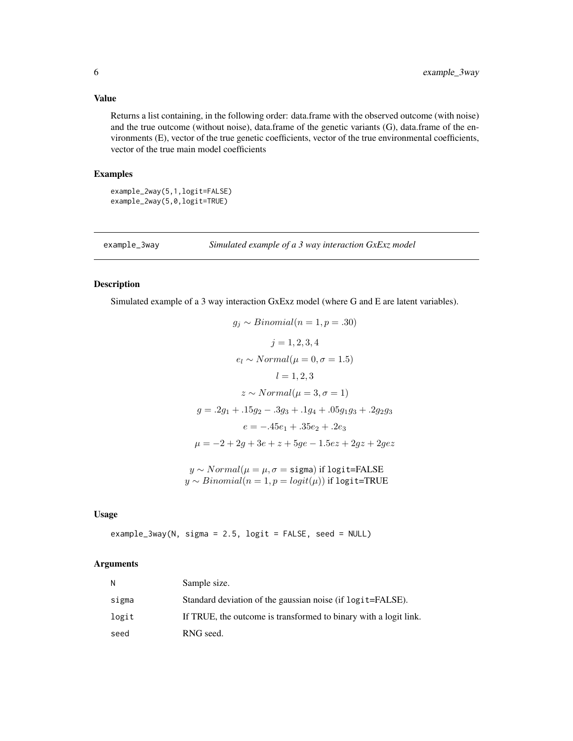## Value

Returns a list containing, in the following order: data.frame with the observed outcome (with noise) and the true outcome (without noise), data.frame of the genetic variants (G), data.frame of the environments (E), vector of the true genetic coefficients, vector of the true environmental coefficients, vector of the true main model coefficients

## Examples

```
example_2way(5,1,logit=FALSE)
example_2way(5,0,logit=TRUE)
```

---

# example_3way — *Simulated example of a 3 way interaction GxExz model*

## Description

Simulated example of a 3 way interaction GxExz model (where G and E are latent variables).

$$g_j \sim Binomial(n = 1, p = .30)$$

$$j = 1, 2, 3, 4$$

$$e_l \sim Normal(\mu = 0, \sigma = 1.5)$$

$$l = 1, 2, 3$$

$$z \sim Normal(\mu = 3, \sigma = 1)$$

$$g = .2g_1 + .15g_2 - .3g_3 + .1g_4 + .05g_1g_3 + .2g_2g_3$$

$$e = -.45e_1 + .35e_2 + .2e_3$$

$$\mu = -2 + 2g + 3e + z + 5ge - 1.5ez + 2gz + 2gez$$

$y \sim Normal(\mu = \mu, \sigma = \texttt{sigma})$ if `logit`=FALSE
$y \sim Binomial(n = 1, p = logit(\mu))$ if `logit`=TRUE

## Usage

```
example_3way(N, sigma = 2.5, logit = FALSE, seed = NULL)
```

## Arguments

| | |
|---|---|
| N | Sample size. |
| sigma | Standard deviation of the gaussian noise (if `logit`=FALSE). |
| logit | If TRUE, the outcome is transformed to binary with a logit link. |
| seed | RNG seed. |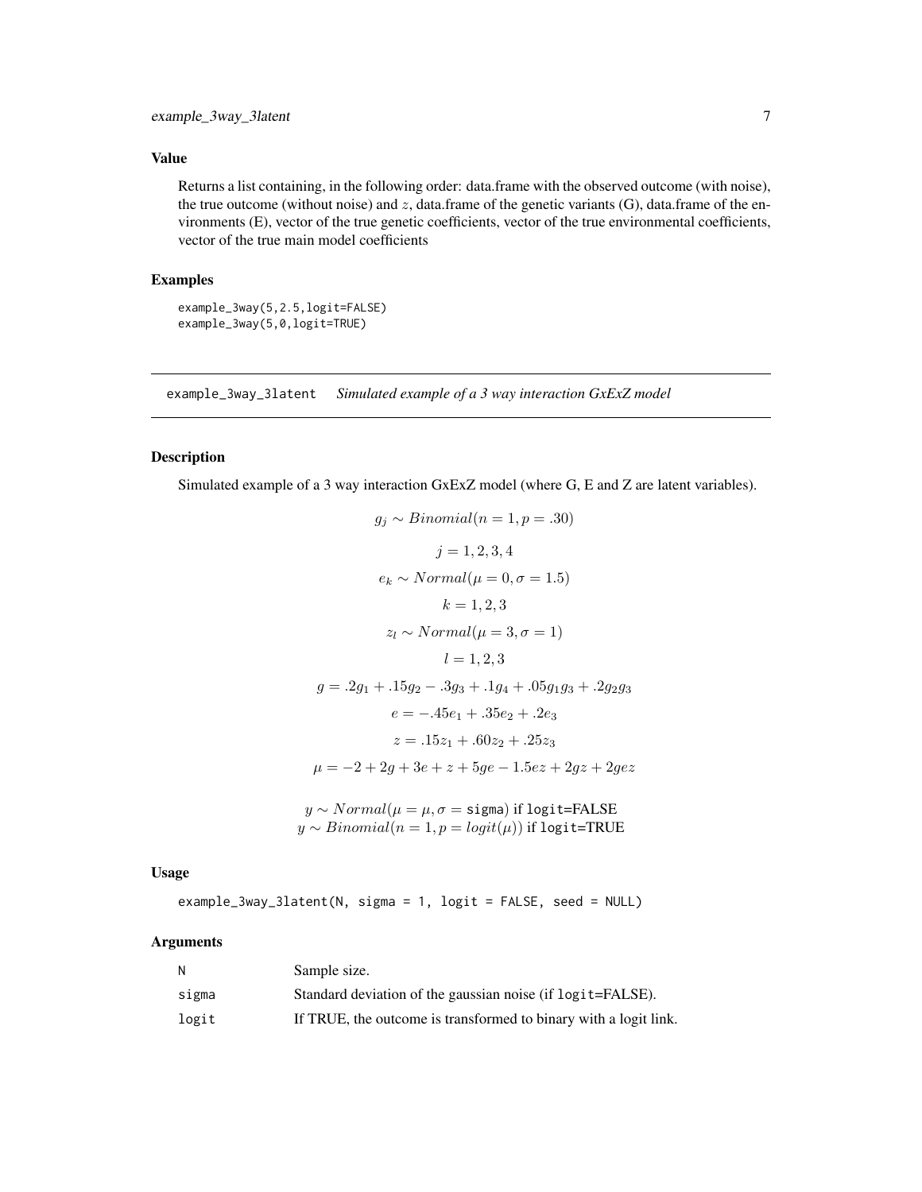### Value

Returns a list containing, in the following order: data.frame with the observed outcome (with noise), the true outcome (without noise) and $z$, data.frame of the genetic variants (G), data.frame of the environments (E), vector of the true genetic coefficients, vector of the true environmental coefficients, vector of the true main model coefficients

### Examples

```
example_3way(5,2.5,logit=FALSE)
example_3way(5,0,logit=TRUE)
```

---

## example_3way_3latent *Simulated example of a 3 way interaction GxExZ model*

### Description

Simulated example of a 3 way interaction GxExZ model (where G, E and Z are latent variables).

$$g_j \sim Binomial(n = 1, p = .30)$$

$$j = 1, 2, 3, 4$$

$$e_k \sim Normal(\mu = 0, \sigma = 1.5)$$

$$k = 1, 2, 3$$

$$z_l \sim Normal(\mu = 3, \sigma = 1)$$

$$l = 1, 2, 3$$

$$g = .2g_1 + .15g_2 - .3g_3 + .1g_4 + .05g_1g_3 + .2g_2g_3$$

$$e = -.45e_1 + .35e_2 + .2e_3$$

$$z = .15z_1 + .60z_2 + .25z_3$$

$$\mu = -2 + 2g + 3e + z + 5ge - 1.5ez + 2gz + 2gez$$

$y \sim Normal(\mu = \mu, \sigma = \texttt{sigma})$ if `logit`=FALSE
$y \sim Binomial(n = 1, p = logit(\mu))$ if `logit`=TRUE

### Usage

```
example_3way_3latent(N, sigma = 1, logit = FALSE, seed = NULL)
```

### Arguments

| | |
|---|---|
| N | Sample size. |
| sigma | Standard deviation of the gaussian noise (if `logit`=FALSE). |
| logit | If TRUE, the outcome is transformed to binary with a logit link. |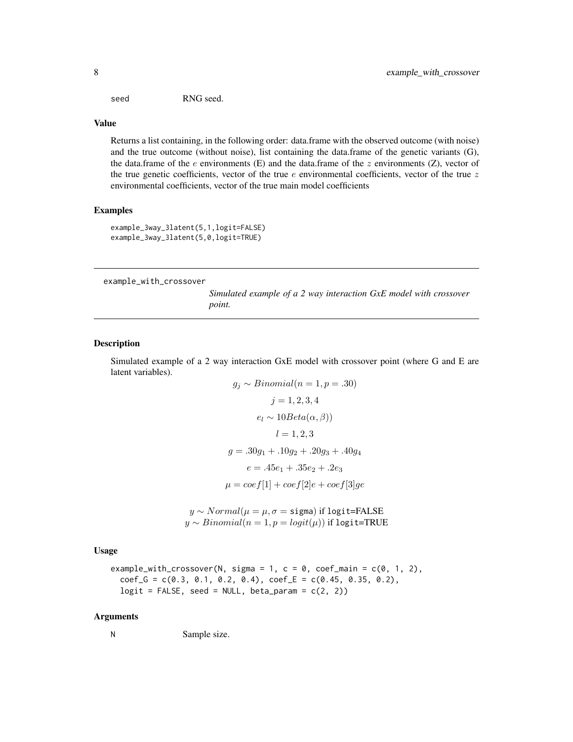| | |
|---|---|
| seed | RNG seed. |

### Value

Returns a list containing, in the following order: data.frame with the observed outcome (with noise) and the true outcome (without noise), list containing the data.frame of the genetic variants (G), the data.frame of the $e$ environments (E) and the data.frame of the $z$ environments (Z), vector of the true genetic coefficients, vector of the true $e$ environmental coefficients, vector of the true $z$ environmental coefficients, vector of the true main model coefficients

### Examples

```
example_3way_3latent(5,1,logit=FALSE)
example_3way_3latent(5,0,logit=TRUE)
```

---

## example_with_crossover

*Simulated example of a 2 way interaction GxE model with crossover point.*

### Description

Simulated example of a 2 way interaction GxE model with crossover point (where G and E are latent variables).

$$g_j \sim Binomial(n = 1, p = .30)$$

$$j = 1, 2, 3, 4$$

$$e_l \sim 10Beta(\alpha, \beta))$$

$$l = 1, 2, 3$$

$$g = .30g_1 + .10g_2 + .20g_3 + .40g_4$$

$$e = .45e_1 + .35e_2 + .2e_3$$

$$\mu = coef[1] + coef[2]e + coef[3]ge$$

$y \sim Normal(\mu = \mu, \sigma = \texttt{sigma})$ if logit=FALSE
$y \sim Binomial(n = 1, p = logit(\mu))$ if logit=TRUE

### Usage

```
example_with_crossover(N, sigma = 1, c = 0, coef_main = c(0, 1, 2),
  coef_G = c(0.3, 0.1, 0.2, 0.4), coef_E = c(0.45, 0.35, 0.2),
  logit = FALSE, seed = NULL, beta_param = c(2, 2))
```

### Arguments

| | |
|---|---|
| N | Sample size. |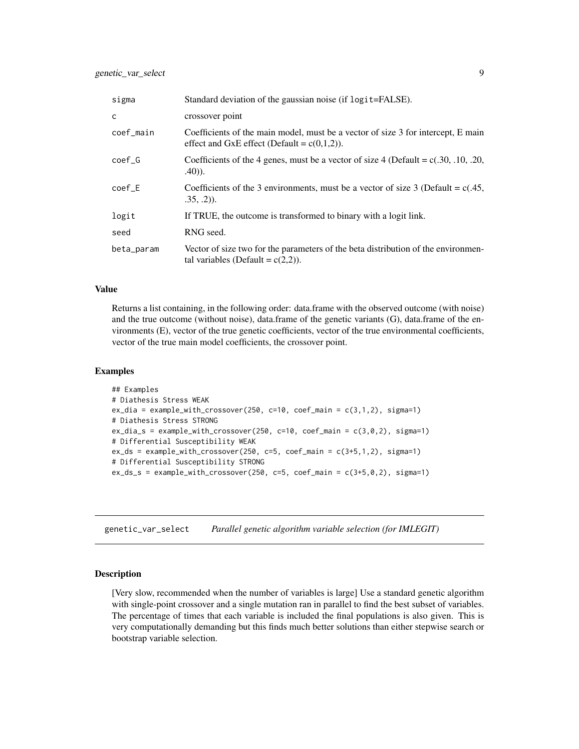| | |
|---|---|
| sigma | Standard deviation of the gaussian noise (if logit=FALSE). |
| c | crossover point |
| coef_main | Coefficients of the main model, must be a vector of size 3 for intercept, E main effect and GxE effect (Default = c(0,1,2)). |
| coef_G | Coefficients of the 4 genes, must be a vector of size 4 (Default = c(.30, .10, .20, .40)). |
| coef_E | Coefficients of the 3 environments, must be a vector of size 3 (Default = c(.45, .35, .2)). |
| logit | If TRUE, the outcome is transformed to binary with a logit link. |
| seed | RNG seed. |
| beta_param | Vector of size two for the parameters of the beta distribution of the environmental variables (Default = c(2,2)). |

### Value

Returns a list containing, in the following order: data.frame with the observed outcome (with noise) and the true outcome (without noise), data.frame of the genetic variants (G), data.frame of the environments (E), vector of the true genetic coefficients, vector of the true environmental coefficients, vector of the true main model coefficients, the crossover point.

### Examples

```
## Examples
# Diathesis Stress WEAK
ex_dia = example_with_crossover(250, c=10, coef_main = c(3,1,2), sigma=1)
# Diathesis Stress STRONG
ex_dia_s = example_with_crossover(250, c=10, coef_main = c(3,0,2), sigma=1)
# Differential Susceptibility WEAK
ex_ds = example_with_crossover(250, c=5, coef_main = c(3+5,1,2), sigma=1)
# Differential Susceptibility STRONG
ex_ds_s = example_with_crossover(250, c=5, coef_main = c(3+5,0,2), sigma=1)
```

---

## genetic_var_select *Parallel genetic algorithm variable selection (for IMLEGIT)*

---

### Description

[Very slow, recommended when the number of variables is large] Use a standard genetic algorithm with single-point crossover and a single mutation ran in parallel to find the best subset of variables. The percentage of times that each variable is included the final populations is also given. This is very computationally demanding but this finds much better solutions than either stepwise search or bootstrap variable selection.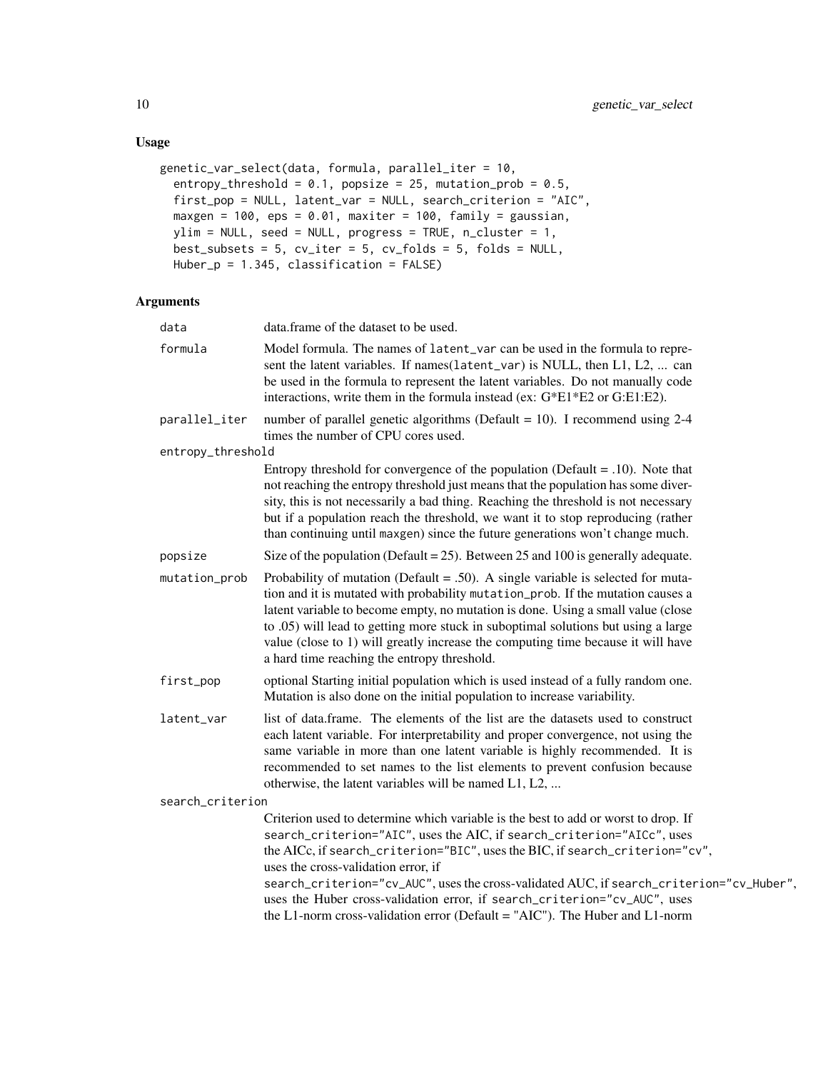## Usage

```
genetic_var_select(data, formula, parallel_iter = 10,
  entropy_threshold = 0.1, popsize = 25, mutation_prob = 0.5,
  first_pop = NULL, latent_var = NULL, search_criterion = "AIC",
  maxgen = 100, eps = 0.01, maxiter = 100, family = gaussian,
  ylim = NULL, seed = NULL, progress = TRUE, n_cluster = 1,
  best_subsets = 5, cv_iter = 5, cv_folds = 5, folds = NULL,
  Huber_p = 1.345, classification = FALSE)
```

## Arguments

| | |
|---|---|
| `data` | data.frame of the dataset to be used. |
| `formula` | Model formula. The names of `latent_var` can be used in the formula to represent the latent variables. If `names(latent_var)` is NULL, then L1, L2, ... can be used in the formula to represent the latent variables. Do not manually code interactions, write them in the formula instead (ex: G*E1*E2 or G:E1:E2). |
| `parallel_iter` | number of parallel genetic algorithms (Default = 10). I recommend using 2-4 times the number of CPU cores used. |
| `entropy_threshold` | Entropy threshold for convergence of the population (Default = .10). Note that not reaching the entropy threshold just means that the population has some diversity, this is not necessarily a bad thing. Reaching the threshold is not necessary but if a population reach the threshold, we want it to stop reproducing (rather than continuing until `maxgen`) since the future generations won't change much. |
| `popsize` | Size of the population (Default = 25). Between 25 and 100 is generally adequate. |
| `mutation_prob` | Probability of mutation (Default = .50). A single variable is selected for mutation and it is mutated with probability `mutation_prob`. If the mutation causes a latent variable to become empty, no mutation is done. Using a small value (close to .05) will lead to getting more stuck in suboptimal solutions but using a large value (close to 1) will greatly increase the computing time because it will have a hard time reaching the entropy threshold. |
| `first_pop` | optional Starting initial population which is used instead of a fully random one. Mutation is also done on the initial population to increase variability. |
| `latent_var` | list of data.frame. The elements of the list are the datasets used to construct each latent variable. For interpretability and proper convergence, not using the same variable in more than one latent variable is highly recommended. It is recommended to set names to the list elements to prevent confusion because otherwise, the latent variables will be named L1, L2, ... |
| `search_criterion` | Criterion used to determine which variable is the best to add or worst to drop. If `search_criterion="AIC"`, uses the AIC, if `search_criterion="AICc"`, uses the AICc, if `search_criterion="BIC"`, uses the BIC, if `search_criterion="cv"`, uses the cross-validation error, if `search_criterion="cv_AUC"`, uses the cross-validated AUC, if `search_criterion="cv_Huber"`, uses the Huber cross-validation error, if `search_criterion="cv_AUC"`, uses the L1-norm cross-validation error (Default = "AIC"). The Huber and L1-norm |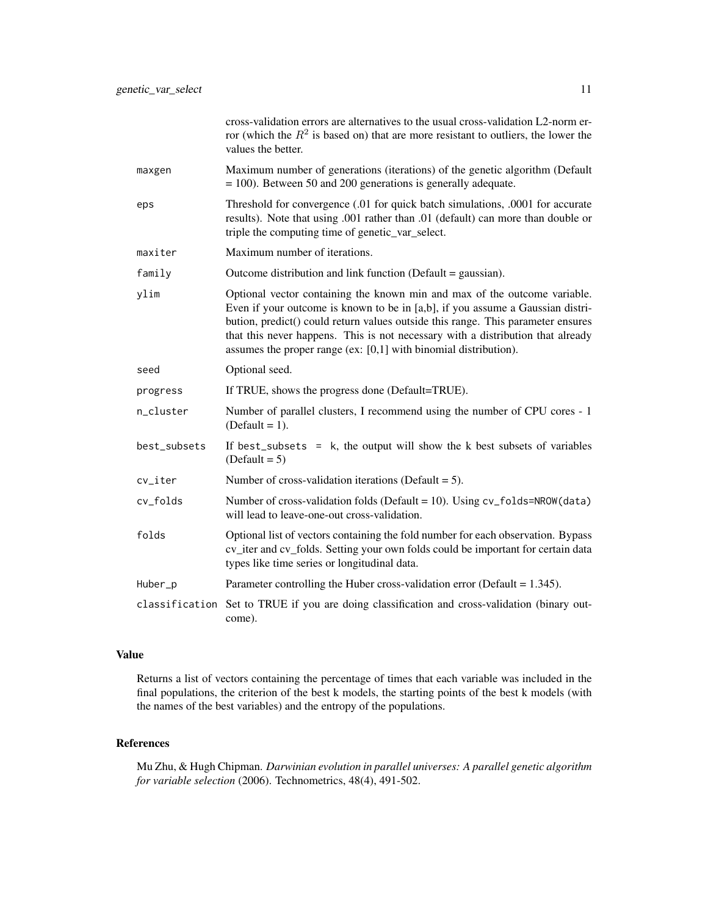cross-validation errors are alternatives to the usual cross-validation L2-norm error (which the $R^2$ is based on) that are more resistant to outliers, the lower the values the better.

| | |
|---|---|
| `maxgen` | Maximum number of generations (iterations) of the genetic algorithm (Default = 100). Between 50 and 200 generations is generally adequate. |
| `eps` | Threshold for convergence (.01 for quick batch simulations, .0001 for accurate results). Note that using .001 rather than .01 (default) can more than double or triple the computing time of genetic_var_select. |
| `maxiter` | Maximum number of iterations. |
| `family` | Outcome distribution and link function (Default = gaussian). |
| `ylim` | Optional vector containing the known min and max of the outcome variable. Even if your outcome is known to be in [a,b], if you assume a Gaussian distribution, predict() could return values outside this range. This parameter ensures that this never happens. This is not necessary with a distribution that already assumes the proper range (ex: [0,1] with binomial distribution). |
| `seed` | Optional seed. |
| `progress` | If TRUE, shows the progress done (Default=TRUE). |
| `n_cluster` | Number of parallel clusters, I recommend using the number of CPU cores - 1 (Default = 1). |
| `best_subsets` | If `best_subsets = k`, the output will show the k best subsets of variables (Default = 5) |
| `cv_iter` | Number of cross-validation iterations (Default = 5). |
| `cv_folds` | Number of cross-validation folds (Default = 10). Using `cv_folds=NROW(data)` will lead to leave-one-out cross-validation. |
| `folds` | Optional list of vectors containing the fold number for each observation. Bypass cv_iter and cv_folds. Setting your own folds could be important for certain data types like time series or longitudinal data. |
| `Huber_p` | Parameter controlling the Huber cross-validation error (Default = 1.345). |
| `classification` | Set to TRUE if you are doing classification and cross-validation (binary outcome). |

## Value

Returns a list of vectors containing the percentage of times that each variable was included in the final populations, the criterion of the best k models, the starting points of the best k models (with the names of the best variables) and the entropy of the populations.

## References

Mu Zhu, & Hugh Chipman. *Darwinian evolution in parallel universes: A parallel genetic algorithm for variable selection* (2006). Technometrics, 48(4), 491-502.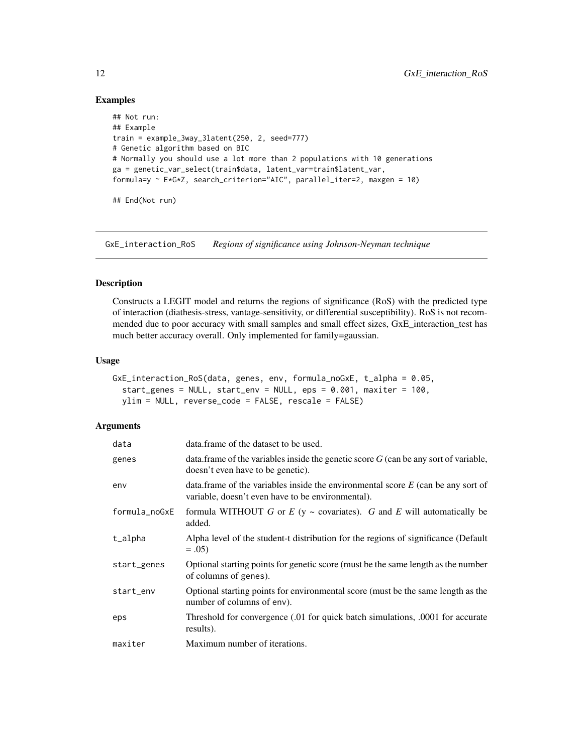## Examples

```
## Not run:
## Example
train = example_3way_3latent(250, 2, seed=777)
# Genetic algorithm based on BIC
# Normally you should use a lot more than 2 populations with 10 generations
ga = genetic_var_select(train$data, latent_var=train$latent_var,
formula=y ~ E*G*Z, search_criterion="AIC", parallel_iter=2, maxgen = 10)

## End(Not run)
```

---

# GxE_interaction_RoS *Regions of significance using Johnson-Neyman technique*

## Description

Constructs a LEGIT model and returns the regions of significance (RoS) with the predicted type of interaction (diathesis-stress, vantage-sensitivity, or differential susceptibility). RoS is not recommended due to poor accuracy with small samples and small effect sizes, GxE_interaction_test has much better accuracy overall. Only implemented for family=gaussian.

## Usage

```
GxE_interaction_RoS(data, genes, env, formula_noGxE, t_alpha = 0.05,
  start_genes = NULL, start_env = NULL, eps = 0.001, maxiter = 100,
  ylim = NULL, reverse_code = FALSE, rescale = FALSE)
```

## Arguments

| | |
|---|---|
| `data` | data.frame of the dataset to be used. |
| `genes` | data.frame of the variables inside the genetic score *G* (can be any sort of variable, doesn't even have to be genetic). |
| `env` | data.frame of the variables inside the environmental score *E* (can be any sort of variable, doesn't even have to be environmental). |
| `formula_noGxE` | formula WITHOUT *G* or *E* (y ~ covariates). *G* and *E* will automatically be added. |
| `t_alpha` | Alpha level of the student-t distribution for the regions of significance (Default = .05) |
| `start_genes` | Optional starting points for genetic score (must be the same length as the number of columns of genes). |
| `start_env` | Optional starting points for environmental score (must be the same length as the number of columns of env). |
| `eps` | Threshold for convergence (.01 for quick batch simulations, .0001 for accurate results). |
| `maxiter` | Maximum number of iterations. |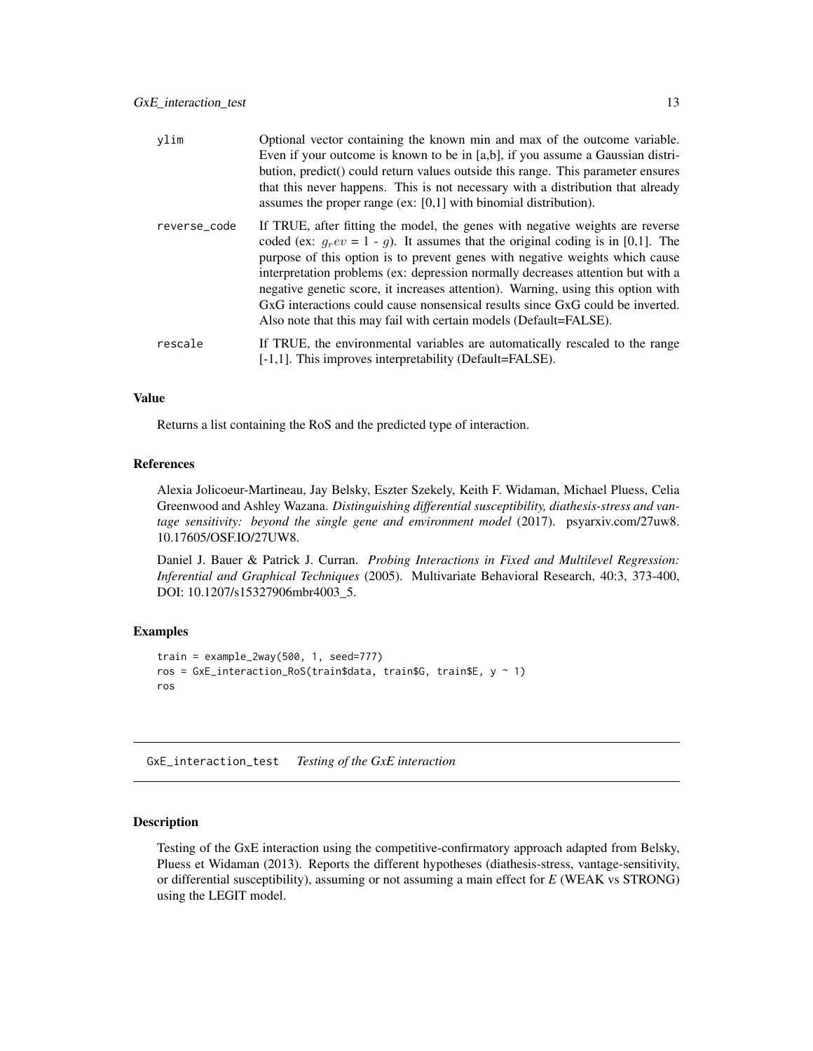| | |
|---|---|
| ylim | Optional vector containing the known min and max of the outcome variable. Even if your outcome is known to be in [a,b], if you assume a Gaussian distribution, predict() could return values outside this range. This parameter ensures that this never happens. This is not necessary with a distribution that already assumes the proper range (ex: [0,1] with binomial distribution). |
| reverse_code | If TRUE, after fitting the model, the genes with negative weights are reverse coded (ex: $g_rev$ = 1 - $g$). It assumes that the original coding is in [0,1]. The purpose of this option is to prevent genes with negative weights which cause interpretation problems (ex: depression normally decreases attention but with a negative genetic score, it increases attention). Warning, using this option with GxG interactions could cause nonsensical results since GxG could be inverted. Also note that this may fail with certain models (Default=FALSE). |
| rescale | If TRUE, the environmental variables are automatically rescaled to the range [-1,1]. This improves interpretability (Default=FALSE). |

### Value

Returns a list containing the RoS and the predicted type of interaction.

### References

Alexia Jolicoeur-Martineau, Jay Belsky, Eszter Szekely, Keith F. Widaman, Michael Pluess, Celia Greenwood and Ashley Wazana. *Distinguishing differential susceptibility, diathesis-stress and vantage sensitivity: beyond the single gene and environment model* (2017). psyarxiv.com/27uw8. 10.17605/OSF.IO/27UW8.

Daniel J. Bauer & Patrick J. Curran. *Probing Interactions in Fixed and Multilevel Regression: Inferential and Graphical Techniques* (2005). Multivariate Behavioral Research, 40:3, 373-400, DOI: 10.1207/s15327906mbr4003_5.

### Examples

```
train = example_2way(500, 1, seed=777)
ros = GxE_interaction_RoS(train$data, train$G, train$E, y ~ 1)
ros
```

---

## GxE_interaction_test *Testing of the GxE interaction*

### Description

Testing of the GxE interaction using the competitive-confirmatory approach adapted from Belsky, Pluess et Widaman (2013). Reports the different hypotheses (diathesis-stress, vantage-sensitivity, or differential susceptibility), assuming or not assuming a main effect for *E* (WEAK vs STRONG) using the LEGIT model.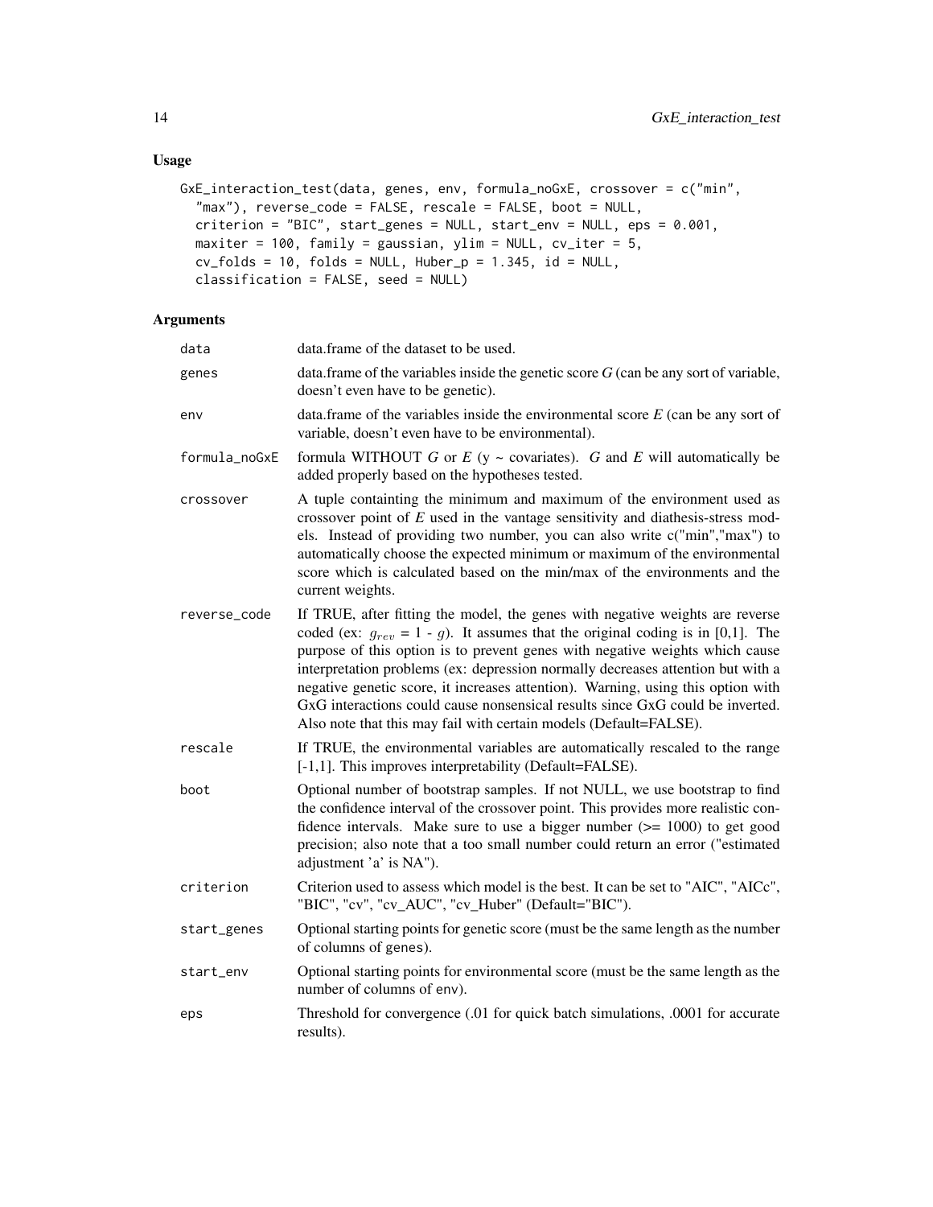### Usage

```
GxE_interaction_test(data, genes, env, formula_noGxE, crossover = c("min",
  "max"), reverse_code = FALSE, rescale = FALSE, boot = NULL,
  criterion = "BIC", start_genes = NULL, start_env = NULL, eps = 0.001,
  maxiter = 100, family = gaussian, ylim = NULL, cv_iter = 5,
  cv_folds = 10, folds = NULL, Huber_p = 1.345, id = NULL,
  classification = FALSE, seed = NULL)
```

### Arguments

| | |
|---|---|
| `data` | data.frame of the dataset to be used. |
| `genes` | data.frame of the variables inside the genetic score *G* (can be any sort of variable, doesn't even have to be genetic). |
| `env` | data.frame of the variables inside the environmental score *E* (can be any sort of variable, doesn't even have to be environmental). |
| `formula_noGxE` | formula WITHOUT *G* or *E* (y ~ covariates). *G* and *E* will automatically be added properly based on the hypotheses tested. |
| `crossover` | A tuple containting the minimum and maximum of the environment used as crossover point of *E* used in the vantage sensitivity and diathesis-stress models. Instead of providing two number, you can also write c("min","max") to automatically choose the expected minimum or maximum of the environmental score which is calculated based on the min/max of the environments and the current weights. |
| `reverse_code` | If TRUE, after fitting the model, the genes with negative weights are reverse coded (ex: $g_{rev}$ = 1 - $g$). It assumes that the original coding is in [0,1]. The purpose of this option is to prevent genes with negative weights which cause interpretation problems (ex: depression normally decreases attention but with a negative genetic score, it increases attention). Warning, using this option with GxG interactions could cause nonsensical results since GxG could be inverted. Also note that this may fail with certain models (Default=FALSE). |
| `rescale` | If TRUE, the environmental variables are automatically rescaled to the range [-1,1]. This improves interpretability (Default=FALSE). |
| `boot` | Optional number of bootstrap samples. If not NULL, we use bootstrap to find the confidence interval of the crossover point. This provides more realistic confidence intervals. Make sure to use a bigger number (>= 1000) to get good precision; also note that a too small number could return an error ("estimated adjustment 'a' is NA"). |
| `criterion` | Criterion used to assess which model is the best. It can be set to "AIC", "AICc", "BIC", "cv", "cv_AUC", "cv_Huber" (Default="BIC"). |
| `start_genes` | Optional starting points for genetic score (must be the same length as the number of columns of `genes`). |
| `start_env` | Optional starting points for environmental score (must be the same length as the number of columns of `env`). |
| `eps` | Threshold for convergence (.01 for quick batch simulations, .0001 for accurate results). |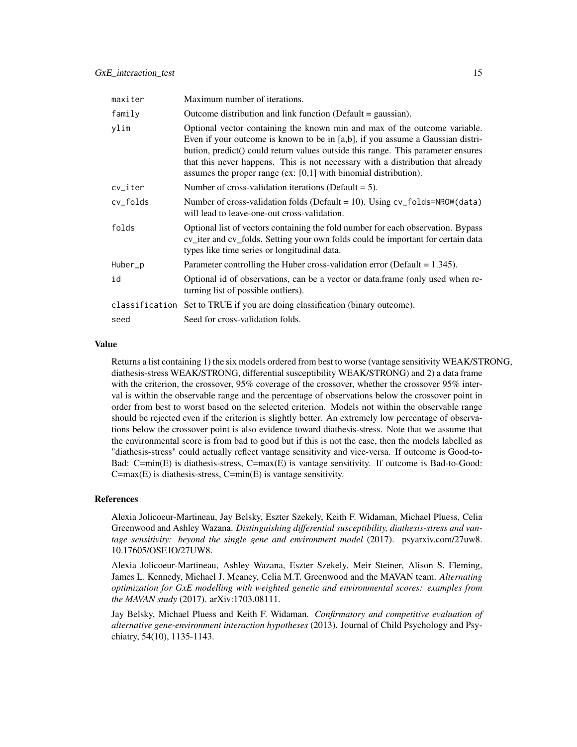| | |
|---|---|
| maxiter | Maximum number of iterations. |
| family | Outcome distribution and link function (Default = gaussian). |
| ylim | Optional vector containing the known min and max of the outcome variable. Even if your outcome is known to be in [a,b], if you assume a Gaussian distribution, predict() could return values outside this range. This parameter ensures that this never happens. This is not necessary with a distribution that already assumes the proper range (ex: [0,1] with binomial distribution). |
| cv_iter | Number of cross-validation iterations (Default = 5). |
| cv_folds | Number of cross-validation folds (Default = 10). Using `cv_folds=NROW(data)` will lead to leave-one-out cross-validation. |
| folds | Optional list of vectors containing the fold number for each observation. Bypass cv_iter and cv_folds. Setting your own folds could be important for certain data types like time series or longitudinal data. |
| Huber_p | Parameter controlling the Huber cross-validation error (Default = 1.345). |
| id | Optional id of observations, can be a vector or data.frame (only used when returning list of possible outliers). |
| classification | Set to TRUE if you are doing classification (binary outcome). |
| seed | Seed for cross-validation folds. |

## Value

Returns a list containing 1) the six models ordered from best to worse (vantage sensitivity WEAK/STRONG, diathesis-stress WEAK/STRONG, differential susceptibility WEAK/STRONG) and 2) a data frame with the criterion, the crossover, 95% coverage of the crossover, whether the crossover 95% interval is within the observable range and the percentage of observations below the crossover point in order from best to worst based on the selected criterion. Models not within the observable range should be rejected even if the criterion is slightly better. An extremely low percentage of observations below the crossover point is also evidence toward diathesis-stress. Note that we assume that the environmental score is from bad to good but if this is not the case, then the models labelled as "diathesis-stress" could actually reflect vantage sensitivity and vice-versa. If outcome is Good-to-Bad: C=min(E) is diathesis-stress, C=max(E) is vantage sensitivity. If outcome is Bad-to-Good: C=max(E) is diathesis-stress, C=min(E) is vantage sensitivity.

## References

Alexia Jolicoeur-Martineau, Jay Belsky, Eszter Szekely, Keith F. Widaman, Michael Pluess, Celia Greenwood and Ashley Wazana. *Distinguishing differential susceptibility, diathesis-stress and vantage sensitivity: beyond the single gene and environment model* (2017). psyarxiv.com/27uw8. 10.17605/OSF.IO/27UW8.

Alexia Jolicoeur-Martineau, Ashley Wazana, Eszter Szekely, Meir Steiner, Alison S. Fleming, James L. Kennedy, Michael J. Meaney, Celia M.T. Greenwood and the MAVAN team. *Alternating optimization for GxE modelling with weighted genetic and environmental scores: examples from the MAVAN study* (2017). arXiv:1703.08111.

Jay Belsky, Michael Pluess and Keith F. Widaman. *Confirmatory and competitive evaluation of alternative gene-environment interaction hypotheses* (2013). Journal of Child Psychology and Psychiatry, 54(10), 1135-1143.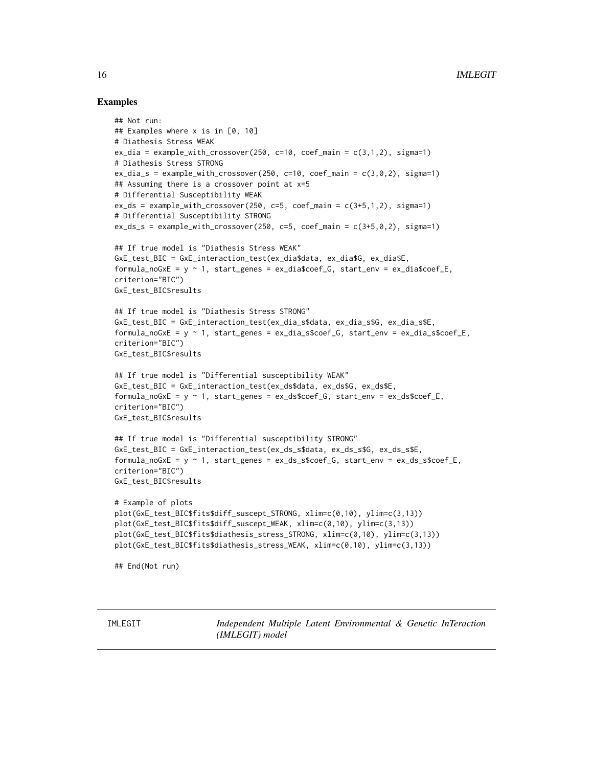## Examples

```
## Not run:
## Examples where x is in [0, 10]
# Diathesis Stress WEAK
ex_dia = example_with_crossover(250, c=10, coef_main = c(3,1,2), sigma=1)
# Diathesis Stress STRONG
ex_dia_s = example_with_crossover(250, c=10, coef_main = c(3,0,2), sigma=1)
## Assuming there is a crossover point at x=5
# Differential Susceptibility WEAK
ex_ds = example_with_crossover(250, c=5, coef_main = c(3+5,1,2), sigma=1)
# Differential Susceptibility STRONG
ex_ds_s = example_with_crossover(250, c=5, coef_main = c(3+5,0,2), sigma=1)

## If true model is "Diathesis Stress WEAK"
GxE_test_BIC = GxE_interaction_test(ex_dia$data, ex_dia$G, ex_dia$E,
formula_noGxE = y ~ 1, start_genes = ex_dia$coef_G, start_env = ex_dia$coef_E,
criterion="BIC")
GxE_test_BIC$results

## If true model is "Diathesis Stress STRONG"
GxE_test_BIC = GxE_interaction_test(ex_dia_s$data, ex_dia_s$G, ex_dia_s$E,
formula_noGxE = y ~ 1, start_genes = ex_dia_s$coef_G, start_env = ex_dia_s$coef_E,
criterion="BIC")
GxE_test_BIC$results

## If true model is "Differential susceptibility WEAK"
GxE_test_BIC = GxE_interaction_test(ex_ds$data, ex_ds$G, ex_ds$E,
formula_noGxE = y ~ 1, start_genes = ex_ds$coef_G, start_env = ex_ds$coef_E,
criterion="BIC")
GxE_test_BIC$results

## If true model is "Differential susceptibility STRONG"
GxE_test_BIC = GxE_interaction_test(ex_ds_s$data, ex_ds_s$G, ex_ds_s$E,
formula_noGxE = y ~ 1, start_genes = ex_ds_s$coef_G, start_env = ex_ds_s$coef_E,
criterion="BIC")
GxE_test_BIC$results

# Example of plots
plot(GxE_test_BIC$fits$diff_suscept_STRONG, xlim=c(0,10), ylim=c(3,13))
plot(GxE_test_BIC$fits$diff_suscept_WEAK, xlim=c(0,10), ylim=c(3,13))
plot(GxE_test_BIC$fits$diathesis_stress_STRONG, xlim=c(0,10), ylim=c(3,13))
plot(GxE_test_BIC$fits$diathesis_stress_WEAK, xlim=c(0,10), ylim=c(3,13))

## End(Not run)
```

---

IMLEGIT    *Independent Multiple Latent Environmental & Genetic InTeraction (IMLEGIT) model*

---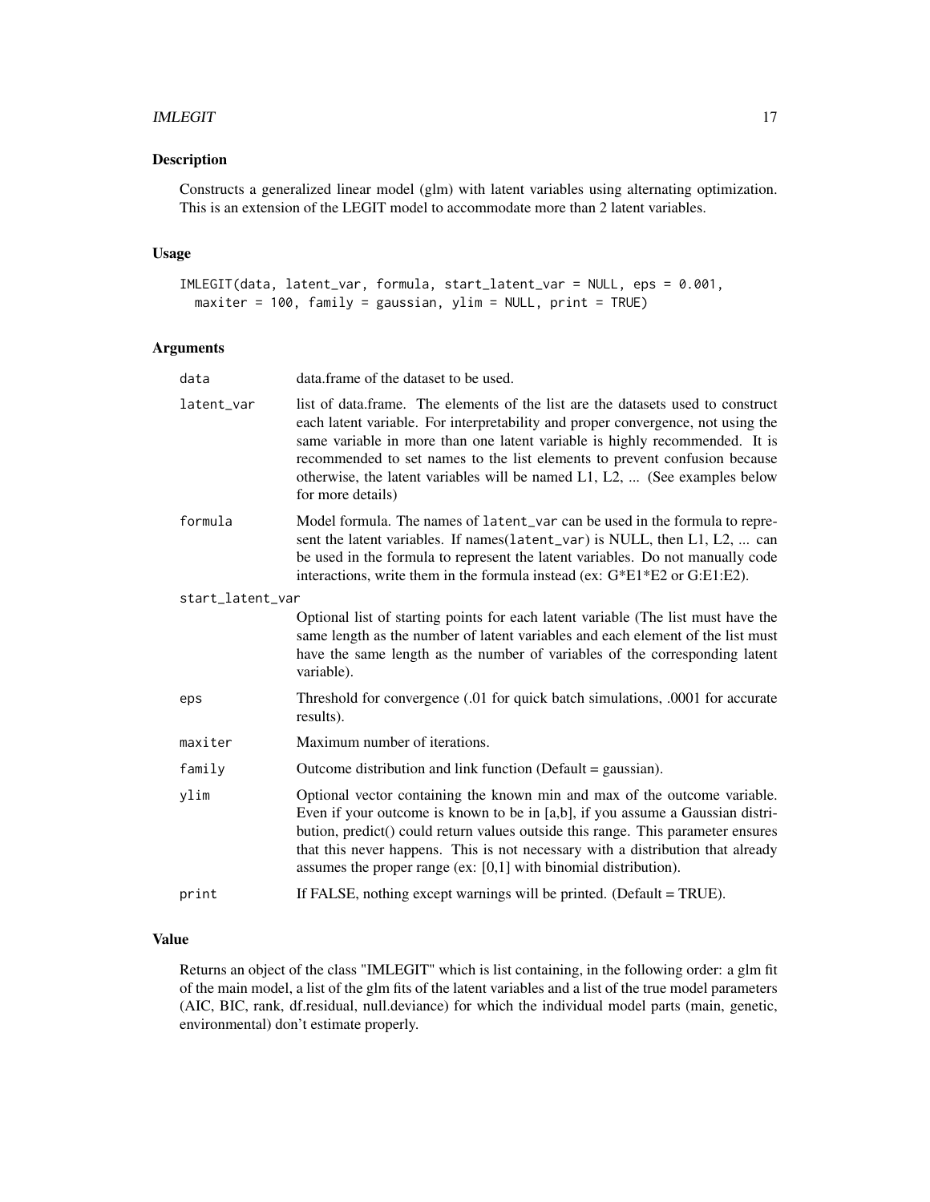### Description

Constructs a generalized linear model (glm) with latent variables using alternating optimization. This is an extension of the LEGIT model to accommodate more than 2 latent variables.

### Usage

```
IMLEGIT(data, latent_var, formula, start_latent_var = NULL, eps = 0.001,
  maxiter = 100, family = gaussian, ylim = NULL, print = TRUE)
```

### Arguments

| Argument | Description |
|---|---|
| `data` | data.frame of the dataset to be used. |
| `latent_var` | list of data.frame. The elements of the list are the datasets used to construct each latent variable. For interpretability and proper convergence, not using the same variable in more than one latent variable is highly recommended. It is recommended to set names to the list elements to prevent confusion because otherwise, the latent variables will be named L1, L2, ... (See examples below for more details) |
| `formula` | Model formula. The names of `latent_var` can be used in the formula to represent the latent variables. If names(`latent_var`) is NULL, then L1, L2, ... can be used in the formula to represent the latent variables. Do not manually code interactions, write them in the formula instead (ex: G*E1*E2 or G:E1:E2). |
| `start_latent_var` | Optional list of starting points for each latent variable (The list must have the same length as the number of latent variables and each element of the list must have the same length as the number of variables of the corresponding latent variable). |
| `eps` | Threshold for convergence (.01 for quick batch simulations, .0001 for accurate results). |
| `maxiter` | Maximum number of iterations. |
| `family` | Outcome distribution and link function (Default = gaussian). |
| `ylim` | Optional vector containing the known min and max of the outcome variable. Even if your outcome is known to be in [a,b], if you assume a Gaussian distribution, predict() could return values outside this range. This parameter ensures that this never happens. This is not necessary with a distribution that already assumes the proper range (ex: [0,1] with binomial distribution). |
| `print` | If FALSE, nothing except warnings will be printed. (Default = TRUE). |

### Value

Returns an object of the class "IMLEGIT" which is list containing, in the following order: a glm fit of the main model, a list of the glm fits of the latent variables and a list of the true model parameters (AIC, BIC, rank, df.residual, null.deviance) for which the individual model parts (main, genetic, environmental) don't estimate properly.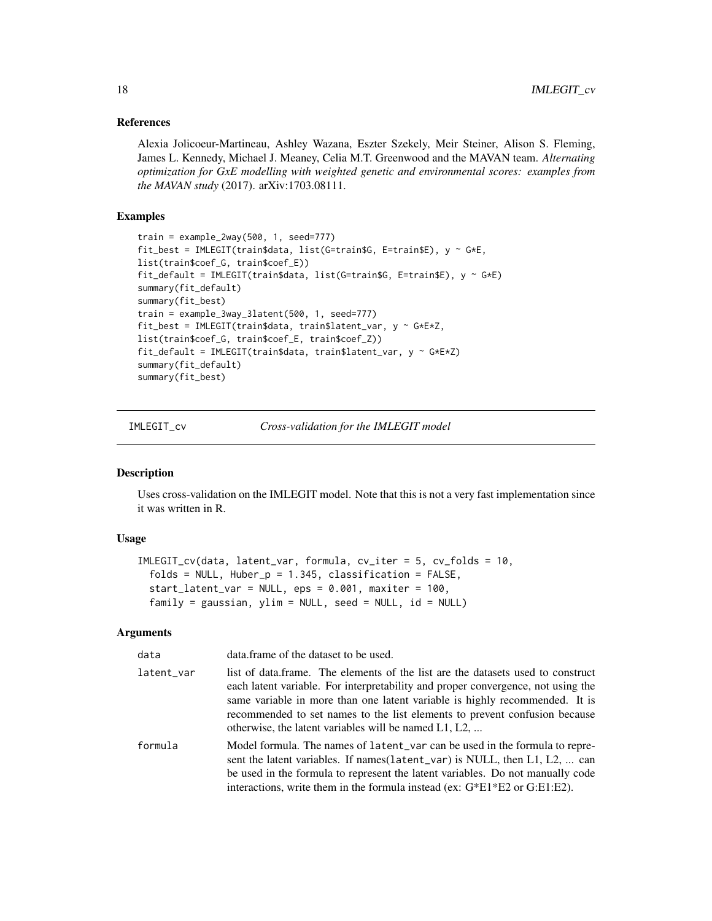### References

Alexia Jolicoeur-Martineau, Ashley Wazana, Eszter Szekely, Meir Steiner, Alison S. Fleming, James L. Kennedy, Michael J. Meaney, Celia M.T. Greenwood and the MAVAN team. *Alternating optimization for GxE modelling with weighted genetic and environmental scores: examples from the MAVAN study* (2017). arXiv:1703.08111.

### Examples

```
train = example_2way(500, 1, seed=777)
fit_best = IMLEGIT(train$data, list(G=train$G, E=train$E), y ~ G*E,
list(train$coef_G, train$coef_E))
fit_default = IMLEGIT(train$data, list(G=train$G, E=train$E), y ~ G*E)
summary(fit_default)
summary(fit_best)
train = example_3way_3latent(500, 1, seed=777)
fit_best = IMLEGIT(train$data, train$latent_var, y ~ G*E*Z,
list(train$coef_G, train$coef_E, train$coef_Z))
fit_default = IMLEGIT(train$data, train$latent_var, y ~ G*E*Z)
summary(fit_default)
summary(fit_best)
```

---

## IMLEGIT_cv — *Cross-validation for the IMLEGIT model*

### Description

Uses cross-validation on the IMLEGIT model. Note that this is not a very fast implementation since it was written in R.

### Usage

```
IMLEGIT_cv(data, latent_var, formula, cv_iter = 5, cv_folds = 10,
  folds = NULL, Huber_p = 1.345, classification = FALSE,
  start_latent_var = NULL, eps = 0.001, maxiter = 100,
  family = gaussian, ylim = NULL, seed = NULL, id = NULL)
```

### Arguments

| | |
|---|---|
| data | data.frame of the dataset to be used. |
| latent_var | list of data.frame. The elements of the list are the datasets used to construct each latent variable. For interpretability and proper convergence, not using the same variable in more than one latent variable is highly recommended. It is recommended to set names to the list elements to prevent confusion because otherwise, the latent variables will be named L1, L2, ... |
| formula | Model formula. The names of latent_var can be used in the formula to represent the latent variables. If names(latent_var) is NULL, then L1, L2, ... can be used in the formula to represent the latent variables. Do not manually code interactions, write them in the formula instead (ex: G*E1*E2 or G:E1:E2). |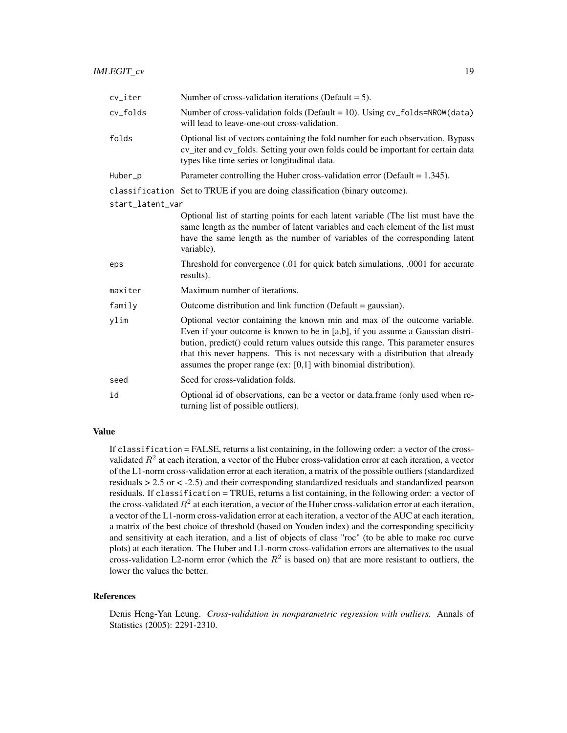| | |
|---|---|
| `cv_iter` | Number of cross-validation iterations (Default = 5). |
| `cv_folds` | Number of cross-validation folds (Default = 10). Using `cv_folds=NROW(data)` will lead to leave-one-out cross-validation. |
| `folds` | Optional list of vectors containing the fold number for each observation. Bypass cv_iter and cv_folds. Setting your own folds could be important for certain data types like time series or longitudinal data. |
| `Huber_p` | Parameter controlling the Huber cross-validation error (Default = 1.345). |
| `classification` | Set to TRUE if you are doing classification (binary outcome). |
| `start_latent_var` | Optional list of starting points for each latent variable (The list must have the same length as the number of latent variables and each element of the list must have the same length as the number of variables of the corresponding latent variable). |
| `eps` | Threshold for convergence (.01 for quick batch simulations, .0001 for accurate results). |
| `maxiter` | Maximum number of iterations. |
| `family` | Outcome distribution and link function (Default = gaussian). |
| `ylim` | Optional vector containing the known min and max of the outcome variable. Even if your outcome is known to be in [a,b], if you assume a Gaussian distribution, predict() could return values outside this range. This parameter ensures that this never happens. This is not necessary with a distribution that already assumes the proper range (ex: [0,1] with binomial distribution). |
| `seed` | Seed for cross-validation folds. |
| `id` | Optional id of observations, can be a vector or data.frame (only used when returning list of possible outliers). |

## Value

If `classification` = FALSE, returns a list containing, in the following order: a vector of the cross-validated $R^2$ at each iteration, a vector of the Huber cross-validation error at each iteration, a vector of the L1-norm cross-validation error at each iteration, a matrix of the possible outliers (standardized residuals > 2.5 or < -2.5) and their corresponding standardized residuals and standardized pearson residuals. If `classification` = TRUE, returns a list containing, in the following order: a vector of the cross-validated $R^2$ at each iteration, a vector of the Huber cross-validation error at each iteration, a vector of the L1-norm cross-validation error at each iteration, a vector of the AUC at each iteration, a matrix of the best choice of threshold (based on Youden index) and the corresponding specificity and sensitivity at each iteration, and a list of objects of class "roc" (to be able to make roc curve plots) at each iteration. The Huber and L1-norm cross-validation errors are alternatives to the usual cross-validation L2-norm error (which the $R^2$ is based on) that are more resistant to outliers, the lower the values the better.

## References

Denis Heng-Yan Leung. *Cross-validation in nonparametric regression with outliers.* Annals of Statistics (2005): 2291-2310.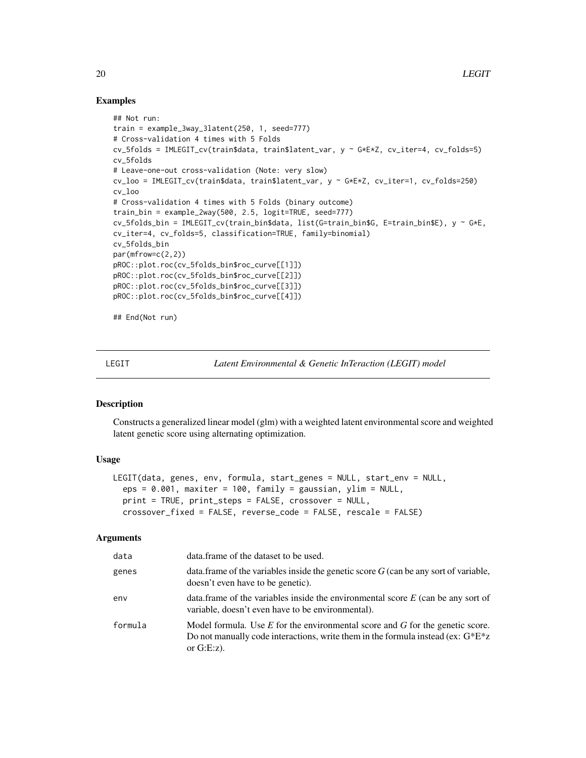## Examples

```
## Not run:
train = example_3way_3latent(250, 1, seed=777)
# Cross-validation 4 times with 5 Folds
cv_5folds = IMLEGIT_cv(train$data, train$latent_var, y ~ G*E*Z, cv_iter=4, cv_folds=5)
cv_5folds
# Leave-one-out cross-validation (Note: very slow)
cv_loo = IMLEGIT_cv(train$data, train$latent_var, y ~ G*E*Z, cv_iter=1, cv_folds=250)
cv_loo
# Cross-validation 4 times with 5 Folds (binary outcome)
train_bin = example_2way(500, 2.5, logit=TRUE, seed=777)
cv_5folds_bin = IMLEGIT_cv(train_bin$data, list(G=train_bin$G, E=train_bin$E), y ~ G*E,
cv_iter=4, cv_folds=5, classification=TRUE, family=binomial)
cv_5folds_bin
par(mfrow=c(2,2))
pROC::plot.roc(cv_5folds_bin$roc_curve[[1]])
pROC::plot.roc(cv_5folds_bin$roc_curve[[2]])
pROC::plot.roc(cv_5folds_bin$roc_curve[[3]])
pROC::plot.roc(cv_5folds_bin$roc_curve[[4]])

## End(Not run)
```

---

# LEGIT — *Latent Environmental & Genetic InTeraction (LEGIT) model*

---

## Description

Constructs a generalized linear model (glm) with a weighted latent environmental score and weighted latent genetic score using alternating optimization.

## Usage

```
LEGIT(data, genes, env, formula, start_genes = NULL, start_env = NULL,
  eps = 0.001, maxiter = 100, family = gaussian, ylim = NULL,
  print = TRUE, print_steps = FALSE, crossover = NULL,
  crossover_fixed = FALSE, reverse_code = FALSE, rescale = FALSE)
```

## Arguments

| | |
|---|---|
| data | data.frame of the dataset to be used. |
| genes | data.frame of the variables inside the genetic score *G* (can be any sort of variable, doesn't even have to be genetic). |
| env | data.frame of the variables inside the environmental score *E* (can be any sort of variable, doesn't even have to be environmental). |
| formula | Model formula. Use *E* for the environmental score and *G* for the genetic score. Do not manually code interactions, write them in the formula instead (ex: G*E*z or G:E:z). |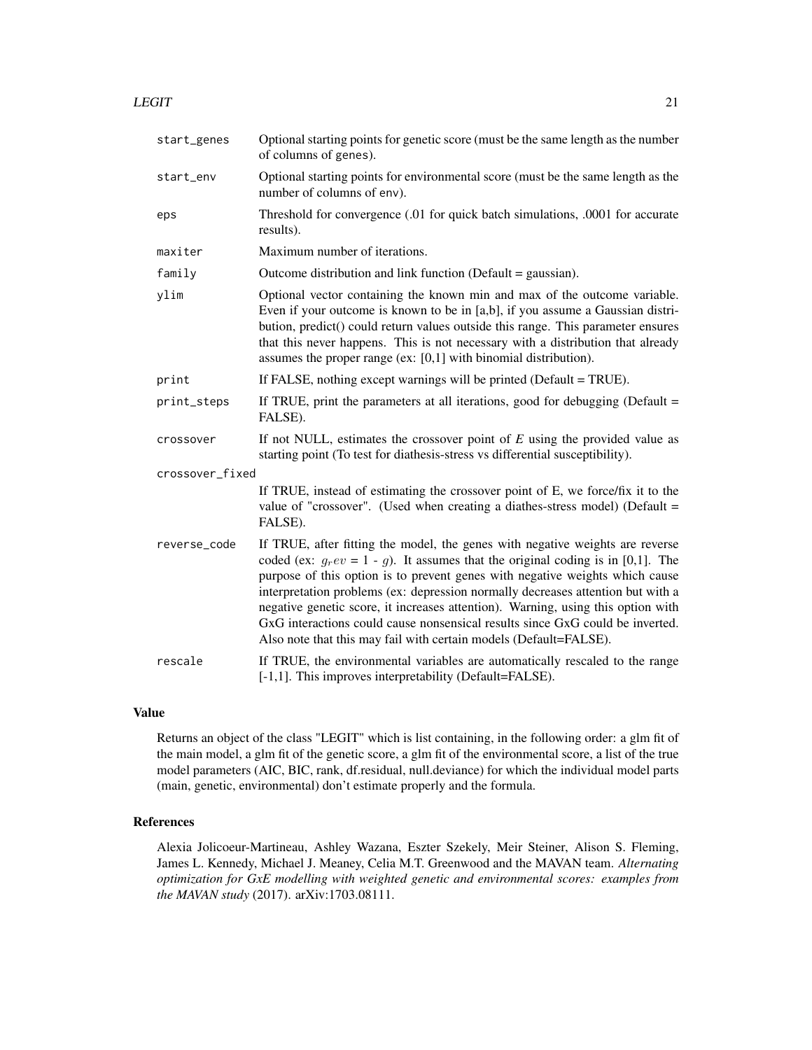| | |
|---|---|
| `start_genes` | Optional starting points for genetic score (must be the same length as the number of columns of genes). |
| `start_env` | Optional starting points for environmental score (must be the same length as the number of columns of env). |
| `eps` | Threshold for convergence (.01 for quick batch simulations, .0001 for accurate results). |
| `maxiter` | Maximum number of iterations. |
| `family` | Outcome distribution and link function (Default = gaussian). |
| `ylim` | Optional vector containing the known min and max of the outcome variable. Even if your outcome is known to be in [a,b], if you assume a Gaussian distribution, predict() could return values outside this range. This parameter ensures that this never happens. This is not necessary with a distribution that already assumes the proper range (ex: [0,1] with binomial distribution). |
| `print` | If FALSE, nothing except warnings will be printed (Default = TRUE). |
| `print_steps` | If TRUE, print the parameters at all iterations, good for debugging (Default = FALSE). |
| `crossover` | If not NULL, estimates the crossover point of *E* using the provided value as starting point (To test for diathesis-stress vs differential susceptibility). |
| `crossover_fixed` | If TRUE, instead of estimating the crossover point of E, we force/fix it to the value of "crossover". (Used when creating a diathes-stress model) (Default = FALSE). |
| `reverse_code` | If TRUE, after fitting the model, the genes with negative weights are reverse coded (ex: $g_rev$ = 1 - $g$). It assumes that the original coding is in [0,1]. The purpose of this option is to prevent genes with negative weights which cause interpretation problems (ex: depression normally decreases attention but with a negative genetic score, it increases attention). Warning, using this option with GxG interactions could cause nonsensical results since GxG could be inverted. Also note that this may fail with certain models (Default=FALSE). |
| `rescale` | If TRUE, the environmental variables are automatically rescaled to the range [-1,1]. This improves interpretability (Default=FALSE). |

## Value

Returns an object of the class "LEGIT" which is list containing, in the following order: a glm fit of the main model, a glm fit of the genetic score, a glm fit of the environmental score, a list of the true model parameters (AIC, BIC, rank, df.residual, null.deviance) for which the individual model parts (main, genetic, environmental) don't estimate properly and the formula.

## References

Alexia Jolicoeur-Martineau, Ashley Wazana, Eszter Szekely, Meir Steiner, Alison S. Fleming, James L. Kennedy, Michael J. Meaney, Celia M.T. Greenwood and the MAVAN team. *Alternating optimization for GxE modelling with weighted genetic and environmental scores: examples from the MAVAN study* (2017). arXiv:1703.08111.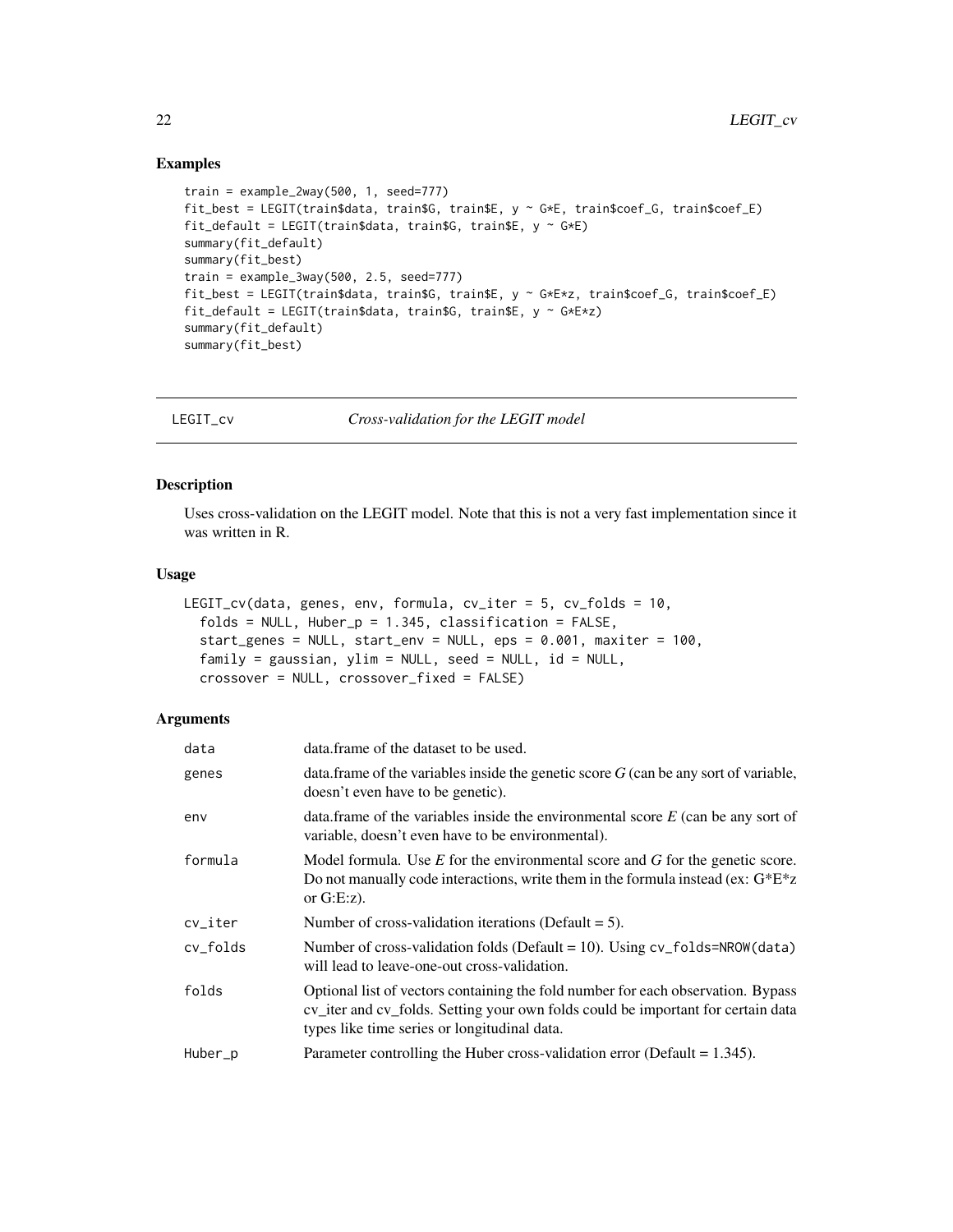## Examples

```
train = example_2way(500, 1, seed=777)
fit_best = LEGIT(train$data, train$G, train$E, y ~ G*E, train$coef_G, train$coef_E)
fit_default = LEGIT(train$data, train$G, train$E, y ~ G*E)
summary(fit_default)
summary(fit_best)
train = example_3way(500, 2.5, seed=777)
fit_best = LEGIT(train$data, train$G, train$E, y ~ G*E*z, train$coef_G, train$coef_E)
fit_default = LEGIT(train$data, train$G, train$E, y ~ G*E*z)
summary(fit_default)
summary(fit_best)
```

---

# LEGIT_cv — *Cross-validation for the LEGIT model*

## Description

Uses cross-validation on the LEGIT model. Note that this is not a very fast implementation since it was written in R.

## Usage

```
LEGIT_cv(data, genes, env, formula, cv_iter = 5, cv_folds = 10,
  folds = NULL, Huber_p = 1.345, classification = FALSE,
  start_genes = NULL, start_env = NULL, eps = 0.001, maxiter = 100,
  family = gaussian, ylim = NULL, seed = NULL, id = NULL,
  crossover = NULL, crossover_fixed = FALSE)
```

## Arguments

| | |
|---|---|
| `data` | data.frame of the dataset to be used. |
| `genes` | data.frame of the variables inside the genetic score *G* (can be any sort of variable, doesn't even have to be genetic). |
| `env` | data.frame of the variables inside the environmental score *E* (can be any sort of variable, doesn't even have to be environmental). |
| `formula` | Model formula. Use *E* for the environmental score and *G* for the genetic score. Do not manually code interactions, write them in the formula instead (ex: G*E*z or G:E:z). |
| `cv_iter` | Number of cross-validation iterations (Default = 5). |
| `cv_folds` | Number of cross-validation folds (Default = 10). Using `cv_folds=NROW(data)` will lead to leave-one-out cross-validation. |
| `folds` | Optional list of vectors containing the fold number for each observation. Bypass cv_iter and cv_folds. Setting your own folds could be important for certain data types like time series or longitudinal data. |
| `Huber_p` | Parameter controlling the Huber cross-validation error (Default = 1.345). |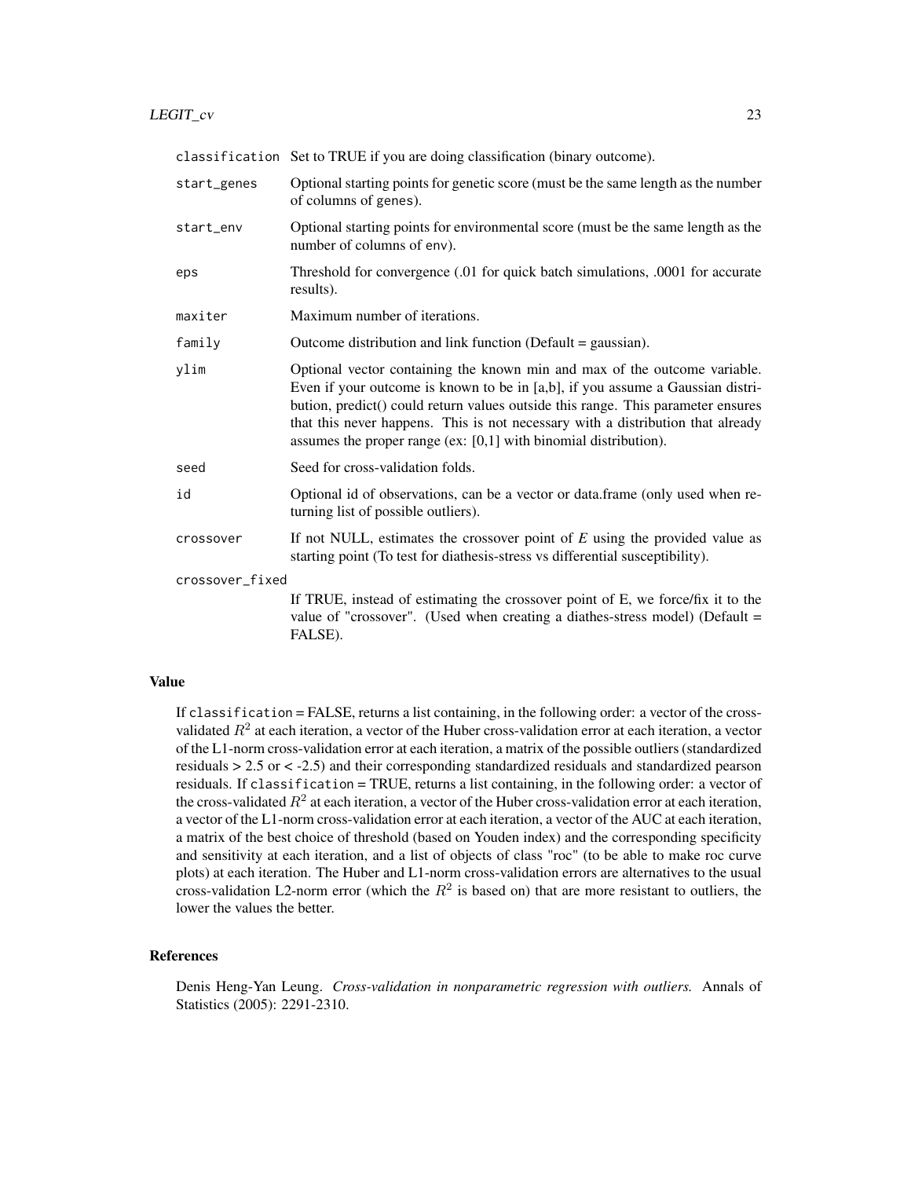| | |
|---|---|
| `classification` | Set to TRUE if you are doing classification (binary outcome). |
| `start_genes` | Optional starting points for genetic score (must be the same length as the number of columns of `genes`). |
| `start_env` | Optional starting points for environmental score (must be the same length as the number of columns of `env`). |
| `eps` | Threshold for convergence (.01 for quick batch simulations, .0001 for accurate results). |
| `maxiter` | Maximum number of iterations. |
| `family` | Outcome distribution and link function (Default = gaussian). |
| `ylim` | Optional vector containing the known min and max of the outcome variable. Even if your outcome is known to be in [a,b], if you assume a Gaussian distribution, predict() could return values outside this range. This parameter ensures that this never happens. This is not necessary with a distribution that already assumes the proper range (ex: [0,1] with binomial distribution). |
| `seed` | Seed for cross-validation folds. |
| `id` | Optional id of observations, can be a vector or data.frame (only used when returning list of possible outliers). |
| `crossover` | If not NULL, estimates the crossover point of *E* using the provided value as starting point (To test for diathesis-stress vs differential susceptibility). |
| `crossover_fixed` | If TRUE, instead of estimating the crossover point of E, we force/fix it to the value of "crossover". (Used when creating a diathes-stress model) (Default = FALSE). |

## Value

If `classification` = FALSE, returns a list containing, in the following order: a vector of the cross-validated $R^2$ at each iteration, a vector of the Huber cross-validation error at each iteration, a vector of the L1-norm cross-validation error at each iteration, a matrix of the possible outliers (standardized residuals > 2.5 or < -2.5) and their corresponding standardized residuals and standardized pearson residuals. If `classification` = TRUE, returns a list containing, in the following order: a vector of the cross-validated $R^2$ at each iteration, a vector of the Huber cross-validation error at each iteration, a vector of the L1-norm cross-validation error at each iteration, a vector of the AUC at each iteration, a matrix of the best choice of threshold (based on Youden index) and the corresponding specificity and sensitivity at each iteration, and a list of objects of class "roc" (to be able to make roc curve plots) at each iteration. The Huber and L1-norm cross-validation errors are alternatives to the usual cross-validation L2-norm error (which the $R^2$ is based on) that are more resistant to outliers, the lower the values the better.

## References

Denis Heng-Yan Leung. *Cross-validation in nonparametric regression with outliers.* Annals of Statistics (2005): 2291-2310.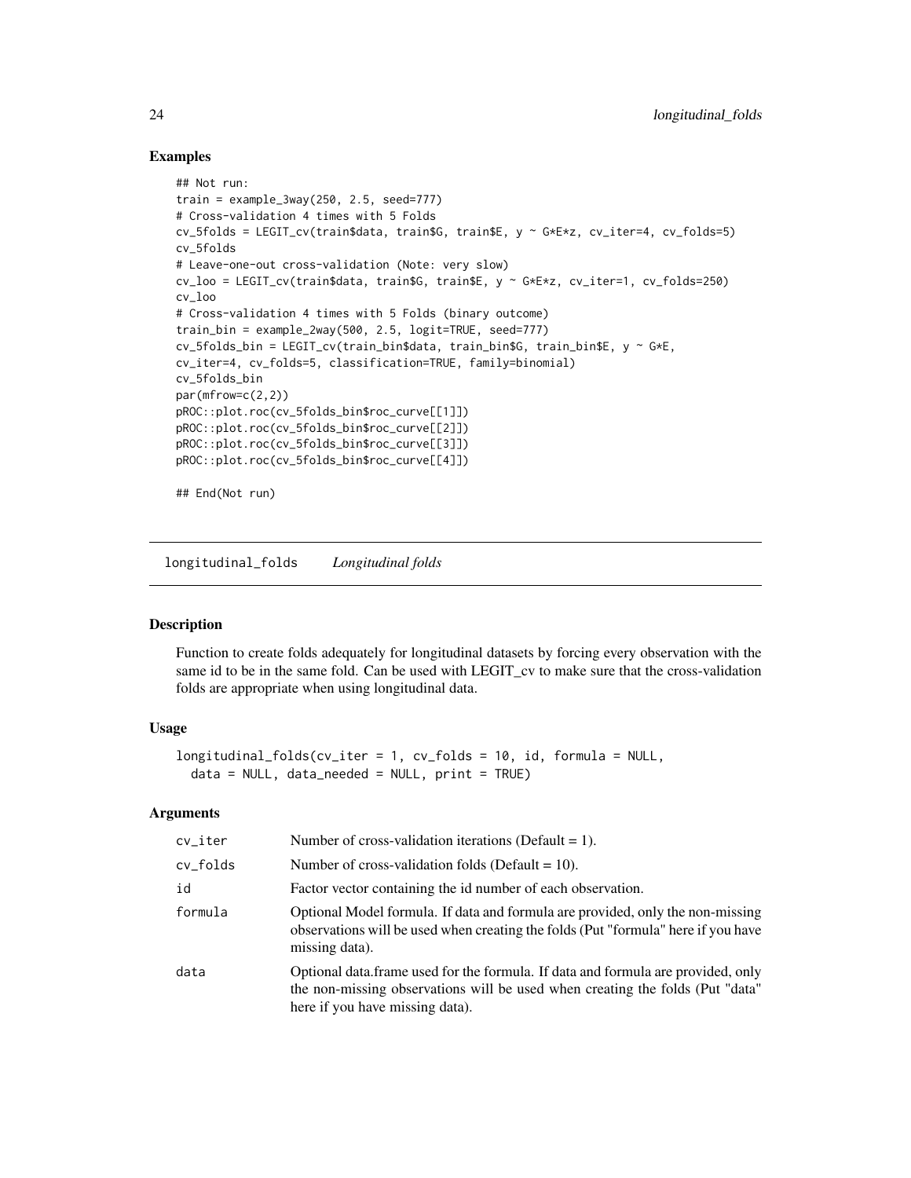### Examples

```
## Not run:
train = example_3way(250, 2.5, seed=777)
# Cross-validation 4 times with 5 Folds
cv_5folds = LEGIT_cv(train$data, train$G, train$E, y ~ G*E*z, cv_iter=4, cv_folds=5)
cv_5folds
# Leave-one-out cross-validation (Note: very slow)
cv_loo = LEGIT_cv(train$data, train$G, train$E, y ~ G*E*z, cv_iter=1, cv_folds=250)
cv_loo
# Cross-validation 4 times with 5 Folds (binary outcome)
train_bin = example_2way(500, 2.5, logit=TRUE, seed=777)
cv_5folds_bin = LEGIT_cv(train_bin$data, train_bin$G, train_bin$E, y ~ G*E,
cv_iter=4, cv_folds=5, classification=TRUE, family=binomial)
cv_5folds_bin
par(mfrow=c(2,2))
pROC::plot.roc(cv_5folds_bin$roc_curve[[1]])
pROC::plot.roc(cv_5folds_bin$roc_curve[[2]])
pROC::plot.roc(cv_5folds_bin$roc_curve[[3]])
pROC::plot.roc(cv_5folds_bin$roc_curve[[4]])

## End(Not run)
```

---

## longitudinal_folds *Longitudinal folds*

### Description

Function to create folds adequately for longitudinal datasets by forcing every observation with the same id to be in the same fold. Can be used with LEGIT_cv to make sure that the cross-validation folds are appropriate when using longitudinal data.

### Usage

```
longitudinal_folds(cv_iter = 1, cv_folds = 10, id, formula = NULL,
  data = NULL, data_needed = NULL, print = TRUE)
```

### Arguments

| | |
|---|---|
| cv_iter | Number of cross-validation iterations (Default = 1). |
| cv_folds | Number of cross-validation folds (Default = 10). |
| id | Factor vector containing the id number of each observation. |
| formula | Optional Model formula. If data and formula are provided, only the non-missing observations will be used when creating the folds (Put "formula" here if you have missing data). |
| data | Optional data.frame used for the formula. If data and formula are provided, only the non-missing observations will be used when creating the folds (Put "data" here if you have missing data). |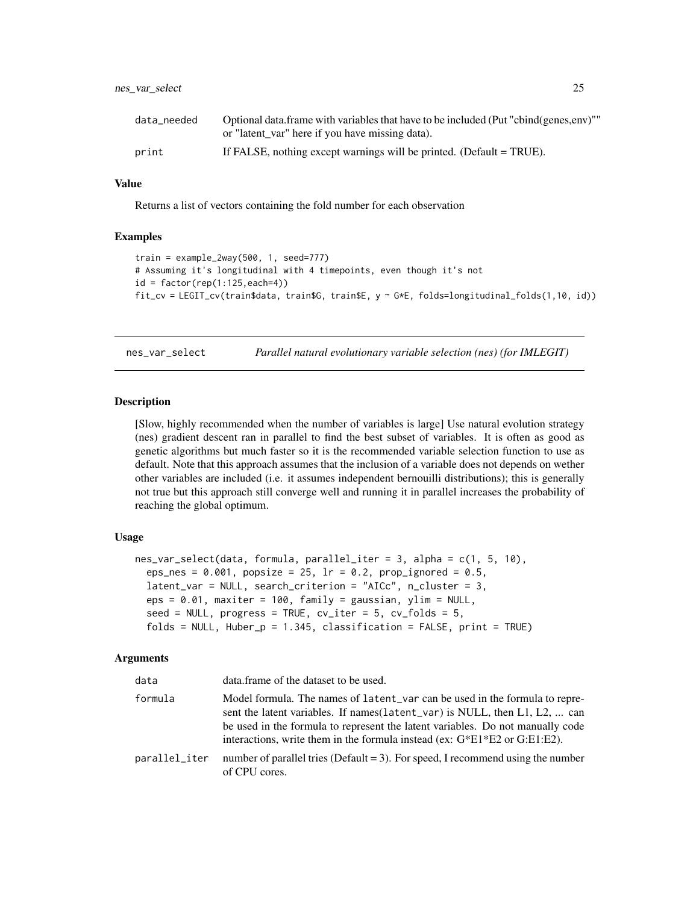| | |
|---|---|
| data_needed | Optional data.frame with variables that have to be included (Put "cbind(genes,env)"" or "latent_var" here if you have missing data). |
| print | If FALSE, nothing except warnings will be printed. (Default = TRUE). |

### Value

Returns a list of vectors containing the fold number for each observation

### Examples

```
train = example_2way(500, 1, seed=777)
# Assuming it's longitudinal with 4 timepoints, even though it's not
id = factor(rep(1:125,each=4))
fit_cv = LEGIT_cv(train$data, train$G, train$E, y ~ G*E, folds=longitudinal_folds(1,10, id))
```

---

## nes_var_select — *Parallel natural evolutionary variable selection (nes) (for IMLEGIT)*

---

### Description

[Slow, highly recommended when the number of variables is large] Use natural evolution strategy (nes) gradient descent ran in parallel to find the best subset of variables. It is often as good as genetic algorithms but much faster so it is the recommended variable selection function to use as default. Note that this approach assumes that the inclusion of a variable does not depends on wether other variables are included (i.e. it assumes independent bernouilli distributions); this is generally not true but this approach still converge well and running it in parallel increases the probability of reaching the global optimum.

### Usage

```
nes_var_select(data, formula, parallel_iter = 3, alpha = c(1, 5, 10),
  eps_nes = 0.001, popsize = 25, lr = 0.2, prop_ignored = 0.5,
  latent_var = NULL, search_criterion = "AICc", n_cluster = 3,
  eps = 0.01, maxiter = 100, family = gaussian, ylim = NULL,
  seed = NULL, progress = TRUE, cv_iter = 5, cv_folds = 5,
  folds = NULL, Huber_p = 1.345, classification = FALSE, print = TRUE)
```

### Arguments

| | |
|---|---|
| data | data.frame of the dataset to be used. |
| formula | Model formula. The names of latent_var can be used in the formula to represent the latent variables. If names(latent_var) is NULL, then L1, L2, ... can be used in the formula to represent the latent variables. Do not manually code interactions, write them in the formula instead (ex: G*E1*E2 or G:E1:E2). |
| parallel_iter | number of parallel tries (Default = 3). For speed, I recommend using the number of CPU cores. |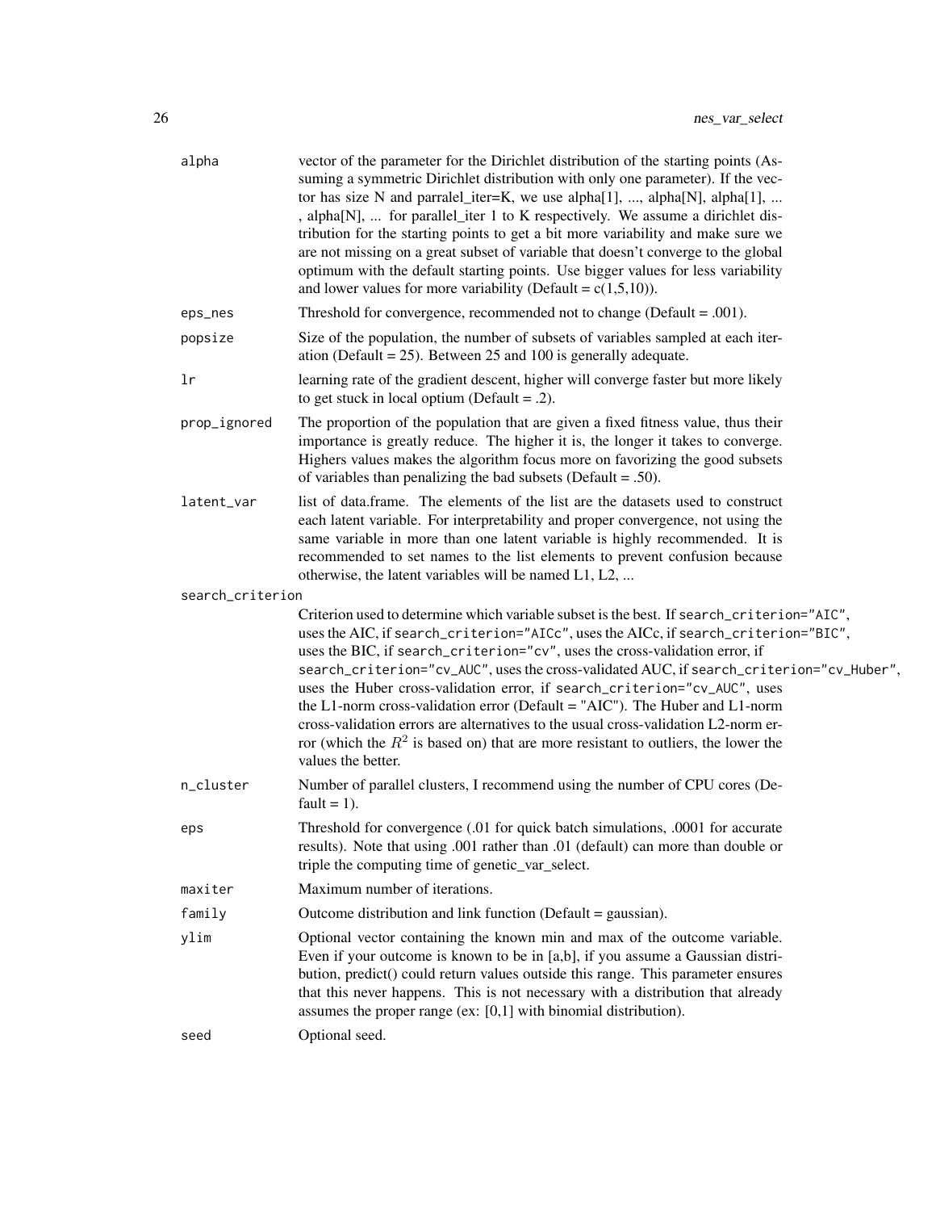| | |
|---|---|
| `alpha` | vector of the parameter for the Dirichlet distribution of the starting points (Assuming a symmetric Dirichlet distribution with only one parameter). If the vector has size N and parralel_iter=K, we use alpha[1], ..., alpha[N], alpha[1], ... , alpha[N], ... for parallel_iter 1 to K respectively. We assume a dirichlet distribution for the starting points to get a bit more variability and make sure we are not missing on a great subset of variable that doesn't converge to the global optimum with the default starting points. Use bigger values for less variability and lower values for more variability (Default = c(1,5,10)). |
| `eps_nes` | Threshold for convergence, recommended not to change (Default = .001). |
| `popsize` | Size of the population, the number of subsets of variables sampled at each iteration (Default = 25). Between 25 and 100 is generally adequate. |
| `lr` | learning rate of the gradient descent, higher will converge faster but more likely to get stuck in local optium (Default = .2). |
| `prop_ignored` | The proportion of the population that are given a fixed fitness value, thus their importance is greatly reduce. The higher it is, the longer it takes to converge. Highers values makes the algorithm focus more on favorizing the good subsets of variables than penalizing the bad subsets (Default = .50). |
| `latent_var` | list of data.frame. The elements of the list are the datasets used to construct each latent variable. For interpretability and proper convergence, not using the same variable in more than one latent variable is highly recommended. It is recommended to set names to the list elements to prevent confusion because otherwise, the latent variables will be named L1, L2, ... |
| `search_criterion` | Criterion used to determine which variable subset is the best. If `search_criterion="AIC"`, uses the AIC, if `search_criterion="AICc"`, uses the AICc, if `search_criterion="BIC"`, uses the BIC, if `search_criterion="cv"`, uses the cross-validation error, if `search_criterion="cv_AUC"`, uses the cross-validated AUC, if `search_criterion="cv_Huber"`, uses the Huber cross-validation error, if `search_criterion="cv_AUC"`, uses the L1-norm cross-validation error (Default = "AIC"). The Huber and L1-norm cross-validation errors are alternatives to the usual cross-validation L2-norm error (which the $R^2$ is based on) that are more resistant to outliers, the lower the values the better. |
| `n_cluster` | Number of parallel clusters, I recommend using the number of CPU cores (Default = 1). |
| `eps` | Threshold for convergence (.01 for quick batch simulations, .0001 for accurate results). Note that using .001 rather than .01 (default) can more than double or triple the computing time of genetic_var_select. |
| `maxiter` | Maximum number of iterations. |
| `family` | Outcome distribution and link function (Default = gaussian). |
| `ylim` | Optional vector containing the known min and max of the outcome variable. Even if your outcome is known to be in [a,b], if you assume a Gaussian distribution, predict() could return values outside this range. This parameter ensures that this never happens. This is not necessary with a distribution that already assumes the proper range (ex: [0,1] with binomial distribution). |
| `seed` | Optional seed. |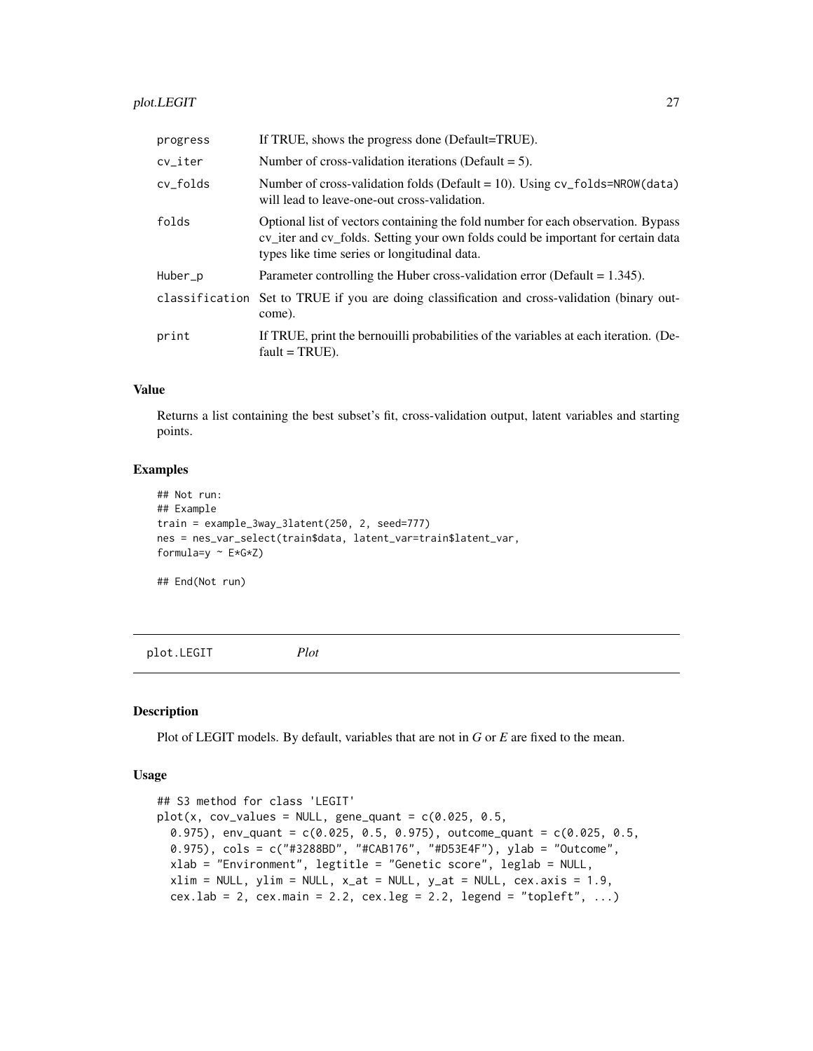| | |
|---|---|
| progress | If TRUE, shows the progress done (Default=TRUE). |
| cv_iter | Number of cross-validation iterations (Default = 5). |
| cv_folds | Number of cross-validation folds (Default = 10). Using cv_folds=NROW(data) will lead to leave-one-out cross-validation. |
| folds | Optional list of vectors containing the fold number for each observation. Bypass cv_iter and cv_folds. Setting your own folds could be important for certain data types like time series or longitudinal data. |
| Huber_p | Parameter controlling the Huber cross-validation error (Default = 1.345). |
| classification | Set to TRUE if you are doing classification and cross-validation (binary outcome). |
| print | If TRUE, print the bernouilli probabilities of the variables at each iteration. (Default = TRUE). |

### Value

Returns a list containing the best subset's fit, cross-validation output, latent variables and starting points.

### Examples

```
## Not run:
## Example
train = example_3way_3latent(250, 2, seed=777)
nes = nes_var_select(train$data, latent_var=train$latent_var,
formula=y ~ E*G*Z)

## End(Not run)
```

## plot.LEGIT *Plot*

### Description

Plot of LEGIT models. By default, variables that are not in *G* or *E* are fixed to the mean.

### Usage

```
## S3 method for class 'LEGIT'
plot(x, cov_values = NULL, gene_quant = c(0.025, 0.5,
  0.975), env_quant = c(0.025, 0.5, 0.975), outcome_quant = c(0.025, 0.5,
  0.975), cols = c("#3288BD", "#CAB176", "#D53E4F"), ylab = "Outcome",
  xlab = "Environment", legtitle = "Genetic score", leglab = NULL,
  xlim = NULL, ylim = NULL, x_at = NULL, y_at = NULL, cex.axis = 1.9,
  cex.lab = 2, cex.main = 2.2, cex.leg = 2.2, legend = "topleft", ...)
```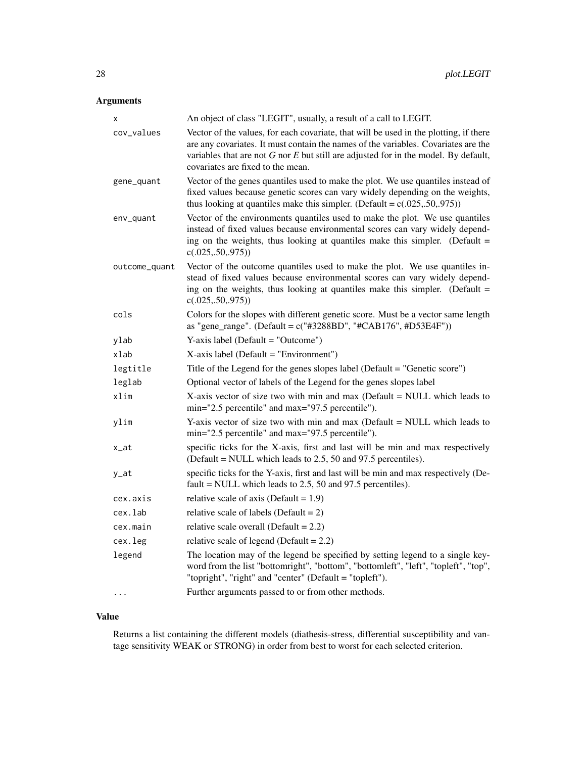## Arguments

| | |
|---|---|
| x | An object of class "LEGIT", usually, a result of a call to LEGIT. |
| cov_values | Vector of the values, for each covariate, that will be used in the plotting, if there are any covariates. It must contain the names of the variables. Covariates are the variables that are not *G* nor *E* but still are adjusted for in the model. By default, covariates are fixed to the mean. |
| gene_quant | Vector of the genes quantiles used to make the plot. We use quantiles instead of fixed values because genetic scores can vary widely depending on the weights, thus looking at quantiles make this simpler. (Default = c(.025,.50,.975)) |
| env_quant | Vector of the environments quantiles used to make the plot. We use quantiles instead of fixed values because environmental scores can vary widely depending on the weights, thus looking at quantiles make this simpler. (Default = c(.025,.50,.975)) |
| outcome_quant | Vector of the outcome quantiles used to make the plot. We use quantiles instead of fixed values because environmental scores can vary widely depending on the weights, thus looking at quantiles make this simpler. (Default = c(.025,.50,.975)) |
| cols | Colors for the slopes with different genetic score. Must be a vector same length as "gene_range". (Default = c("#3288BD", "#CAB176", #D53E4F")) |
| ylab | Y-axis label (Default = "Outcome") |
| xlab | X-axis label (Default = "Environment") |
| legtitle | Title of the Legend for the genes slopes label (Default = "Genetic score") |
| leglab | Optional vector of labels of the Legend for the genes slopes label |
| xlim | X-axis vector of size two with min and max (Default = NULL which leads to min="2.5 percentile" and max="97.5 percentile"). |
| ylim | Y-axis vector of size two with min and max (Default = NULL which leads to min="2.5 percentile" and max="97.5 percentile"). |
| x_at | specific ticks for the X-axis, first and last will be min and max respectively (Default = NULL which leads to 2.5, 50 and 97.5 percentiles). |
| y_at | specific ticks for the Y-axis, first and last will be min and max respectively (Default = NULL which leads to 2.5, 50 and 97.5 percentiles). |
| cex.axis | relative scale of axis (Default = 1.9) |
| cex.lab | relative scale of labels (Default = 2) |
| cex.main | relative scale overall (Default = 2.2) |
| cex.leg | relative scale of legend (Default = 2.2) |
| legend | The location may of the legend be specified by setting legend to a single keyword from the list "bottomright", "bottom", "bottomleft", "left", "topleft", "top", "topright", "right" and "center" (Default = "topleft"). |
| ... | Further arguments passed to or from other methods. |

## Value

Returns a list containing the different models (diathesis-stress, differential susceptibility and vantage sensitivity WEAK or STRONG) in order from best to worst for each selected criterion.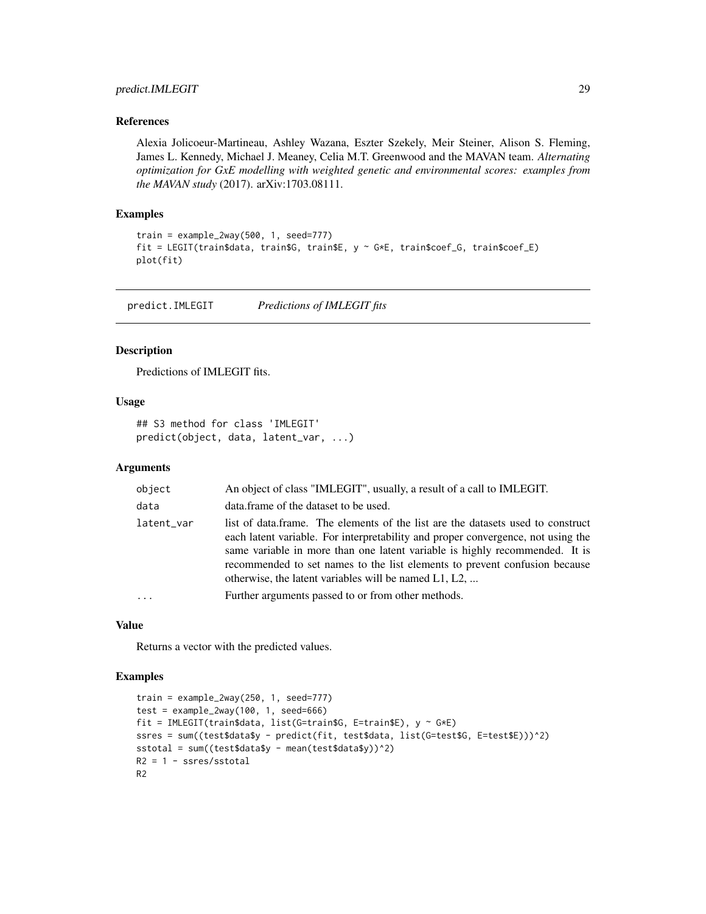### References

Alexia Jolicoeur-Martineau, Ashley Wazana, Eszter Szekely, Meir Steiner, Alison S. Fleming, James L. Kennedy, Michael J. Meaney, Celia M.T. Greenwood and the MAVAN team. *Alternating optimization for GxE modelling with weighted genetic and environmental scores: examples from the MAVAN study* (2017). arXiv:1703.08111.

### Examples

```
train = example_2way(500, 1, seed=777)
fit = LEGIT(train$data, train$G, train$E, y ~ G*E, train$coef_G, train$coef_E)
plot(fit)
```

---

## predict.IMLEGIT *Predictions of IMLEGIT fits*

### Description

Predictions of IMLEGIT fits.

### Usage

```
## S3 method for class 'IMLEGIT'
predict(object, data, latent_var, ...)
```

### Arguments

| | |
|---|---|
| `object` | An object of class "IMLEGIT", usually, a result of a call to IMLEGIT. |
| `data` | data.frame of the dataset to be used. |
| `latent_var` | list of data.frame. The elements of the list are the datasets used to construct each latent variable. For interpretability and proper convergence, not using the same variable in more than one latent variable is highly recommended. It is recommended to set names to the list elements to prevent confusion because otherwise, the latent variables will be named L1, L2, ... |
| `...` | Further arguments passed to or from other methods. |

### Value

Returns a vector with the predicted values.

### Examples

```
train = example_2way(250, 1, seed=777)
test = example_2way(100, 1, seed=666)
fit = IMLEGIT(train$data, list(G=train$G, E=train$E), y ~ G*E)
ssres = sum((test$data$y - predict(fit, test$data, list(G=test$G, E=test$E)))^2)
sstotal = sum((test$data$y - mean(test$data$y))^2)
R2 = 1 - ssres/sstotal
R2
```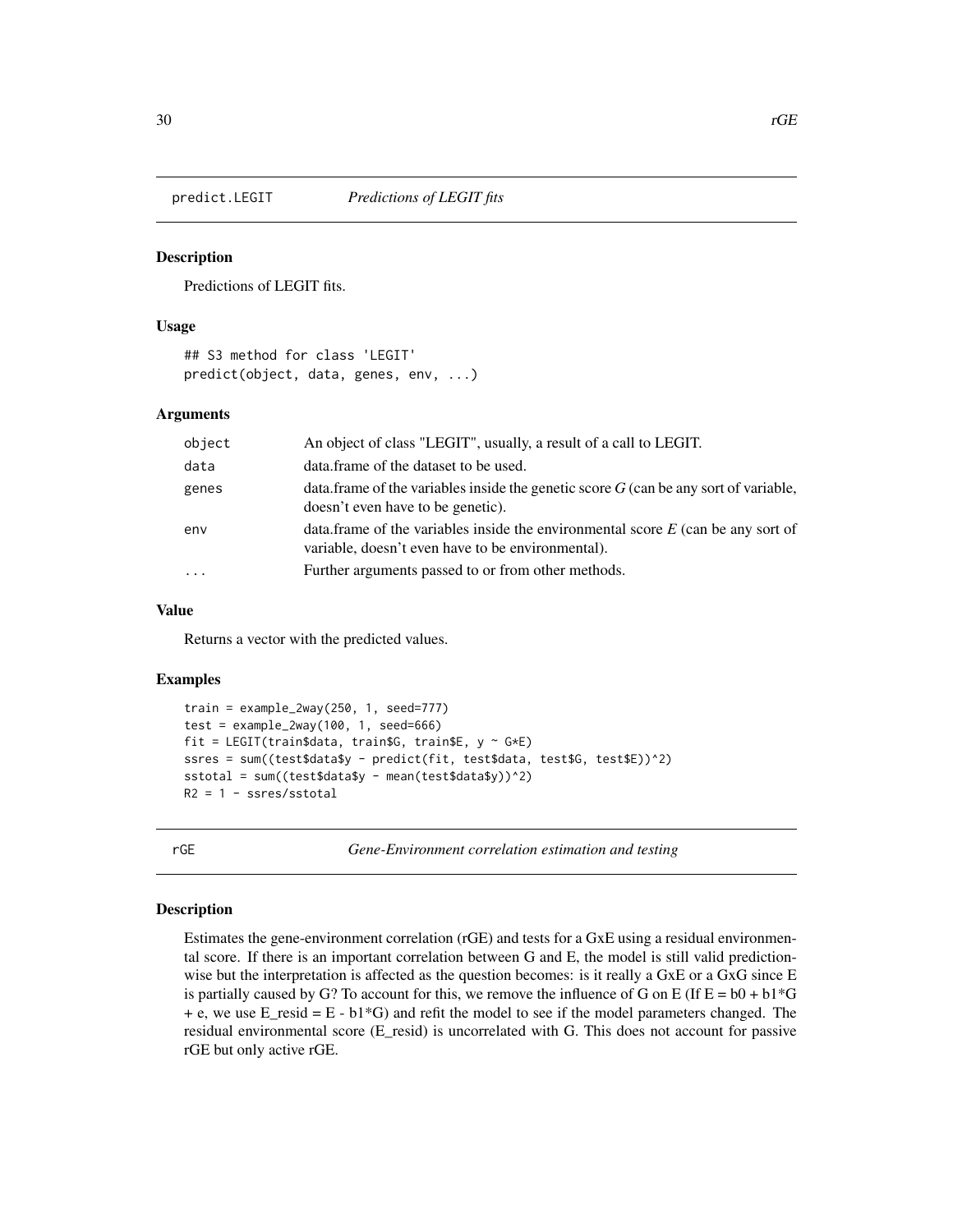## predict.LEGIT — *Predictions of LEGIT fits*

### Description

Predictions of LEGIT fits.

### Usage

```
## S3 method for class 'LEGIT'
predict(object, data, genes, env, ...)
```

### Arguments

| | |
|---|---|
| object | An object of class "LEGIT", usually, a result of a call to LEGIT. |
| data | data.frame of the dataset to be used. |
| genes | data.frame of the variables inside the genetic score *G* (can be any sort of variable, doesn't even have to be genetic). |
| env | data.frame of the variables inside the environmental score *E* (can be any sort of variable, doesn't even have to be environmental). |
| ... | Further arguments passed to or from other methods. |

### Value

Returns a vector with the predicted values.

### Examples

```
train = example_2way(250, 1, seed=777)
test = example_2way(100, 1, seed=666)
fit = LEGIT(train$data, train$G, train$E, y ~ G*E)
ssres = sum((test$data$y - predict(fit, test$data, test$G, test$E))^2)
sstotal = sum((test$data$y - mean(test$data$y))^2)
R2 = 1 - ssres/sstotal
```

## rGE — *Gene-Environment correlation estimation and testing*

### Description

Estimates the gene-environment correlation (rGE) and tests for a GxE using a residual environmental score. If there is an important correlation between G and E, the model is still valid predictionwise but the interpretation is affected as the question becomes: is it really a GxE or a GxG since E is partially caused by G? To account for this, we remove the influence of G on E (If E = b0 + b1*G + e, we use E_resid = E - b1*G) and refit the model to see if the model parameters changed. The residual environmental score (E_resid) is uncorrelated with G. This does not account for passive rGE but only active rGE.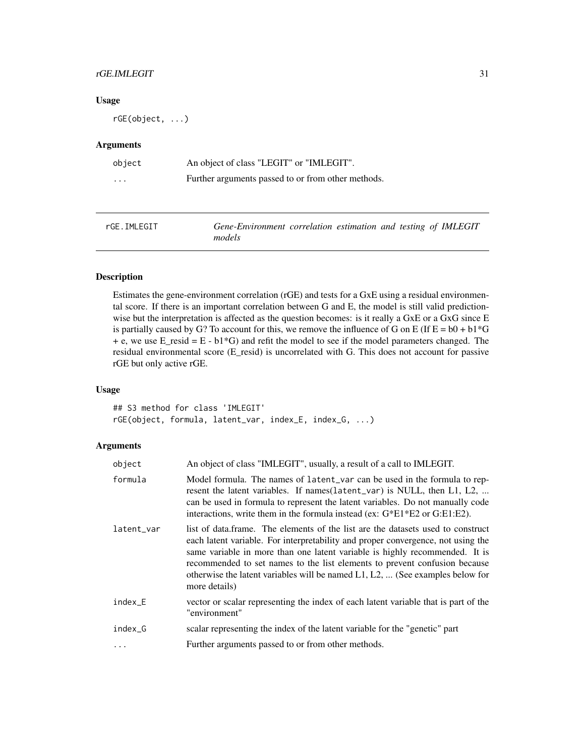### Usage

```
rGE(object, ...)
```

### Arguments

| | |
|---|---|
| object | An object of class "LEGIT" or "IMLEGIT". |
| ... | Further arguments passed to or from other methods. |

---

## rGE.IMLEGIT — *Gene-Environment correlation estimation and testing of IMLEGIT models*

---

### Description

Estimates the gene-environment correlation (rGE) and tests for a GxE using a residual environmental score. If there is an important correlation between G and E, the model is still valid prediction-wise but the interpretation is affected as the question becomes: is it really a GxE or a GxG since E is partially caused by G? To account for this, we remove the influence of G on E (If E = b0 + b1*G + e, we use E_resid = E - b1*G) and refit the model to see if the model parameters changed. The residual environmental score (E_resid) is uncorrelated with G. This does not account for passive rGE but only active rGE.

### Usage

```
## S3 method for class 'IMLEGIT'
rGE(object, formula, latent_var, index_E, index_G, ...)
```

### Arguments

| | |
|---|---|
| object | An object of class "IMLEGIT", usually, a result of a call to IMLEGIT. |
| formula | Model formula. The names of `latent_var` can be used in the formula to represent the latent variables. If names(`latent_var`) is NULL, then L1, L2, ... can be used in formula to represent the latent variables. Do not manually code interactions, write them in the formula instead (ex: G*E1*E2 or G:E1:E2). |
| latent_var | list of data.frame. The elements of the list are the datasets used to construct each latent variable. For interpretability and proper convergence, not using the same variable in more than one latent variable is highly recommended. It is recommended to set names to the list elements to prevent confusion because otherwise the latent variables will be named L1, L2, ... (See examples below for more details) |
| index_E | vector or scalar representing the index of each latent variable that is part of the "environment" |
| index_G | scalar representing the index of the latent variable for the "genetic" part |
| ... | Further arguments passed to or from other methods. |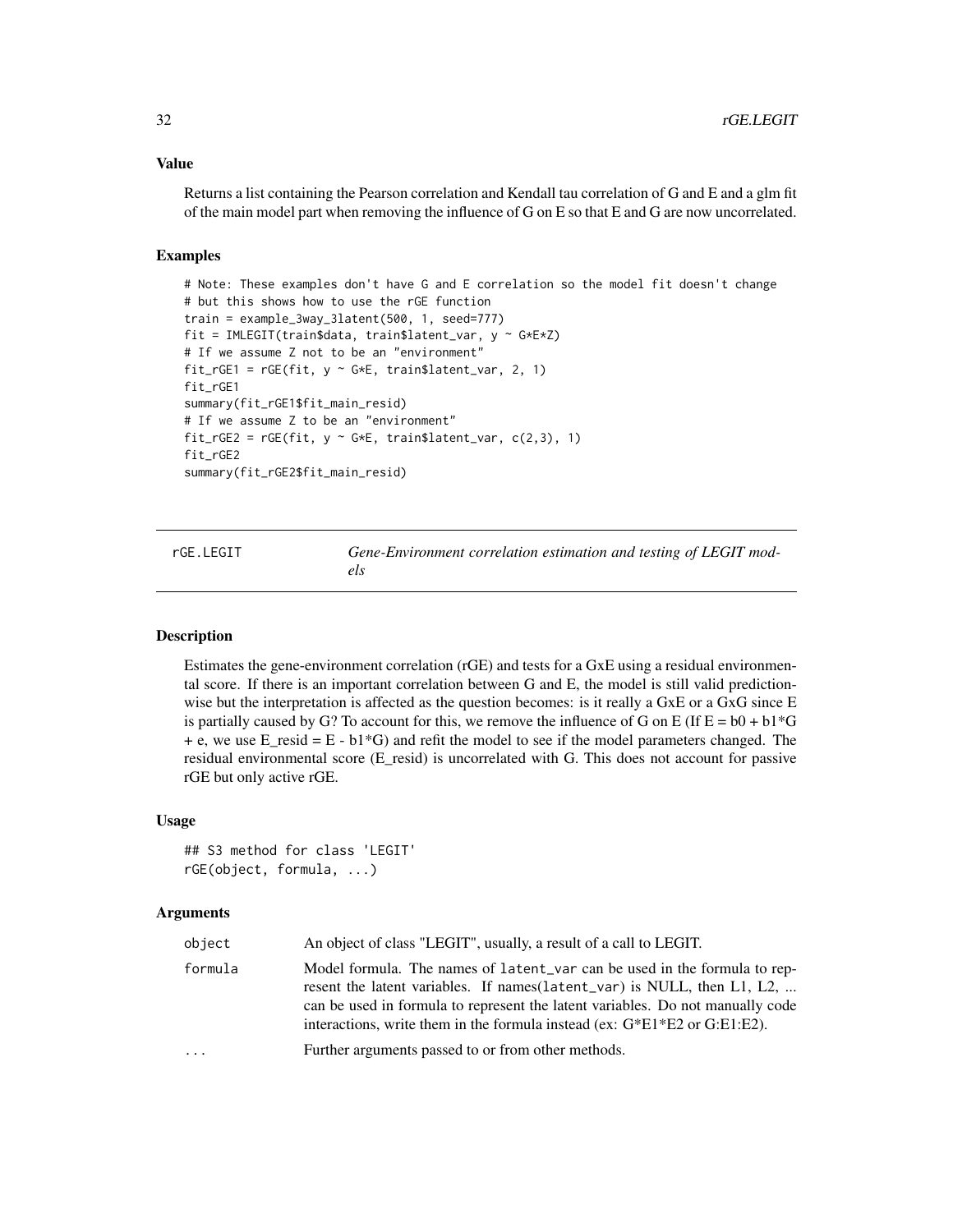## Value

Returns a list containing the Pearson correlation and Kendall tau correlation of G and E and a glm fit of the main model part when removing the influence of G on E so that E and G are now uncorrelated.

## Examples

```
# Note: These examples don't have G and E correlation so the model fit doesn't change
# but this shows how to use the rGE function
train = example_3way_3latent(500, 1, seed=777)
fit = IMLEGIT(train$data, train$latent_var, y ~ G*E*Z)
# If we assume Z not to be an "environment"
fit_rGE1 = rGE(fit, y ~ G*E, train$latent_var, 2, 1)
fit_rGE1
summary(fit_rGE1$fit_main_resid)
# If we assume Z to be an "environment"
fit_rGE2 = rGE(fit, y ~ G*E, train$latent_var, c(2,3), 1)
fit_rGE2
summary(fit_rGE2$fit_main_resid)
```

---

# rGE.LEGIT — *Gene-Environment correlation estimation and testing of LEGIT models*

---

## Description

Estimates the gene-environment correlation (rGE) and tests for a GxE using a residual environmental score. If there is an important correlation between G and E, the model is still valid prediction-wise but the interpretation is affected as the question becomes: is it really a GxE or a GxG since E is partially caused by G? To account for this, we remove the influence of G on E (If E = b0 + b1*G + e, we use E_resid = E - b1*G) and refit the model to see if the model parameters changed. The residual environmental score (E_resid) is uncorrelated with G. This does not account for passive rGE but only active rGE.

## Usage

```
## S3 method for class 'LEGIT'
rGE(object, formula, ...)
```

## Arguments

| | |
|---|---|
| `object` | An object of class "LEGIT", usually, a result of a call to LEGIT. |
| `formula` | Model formula. The names of `latent_var` can be used in the formula to represent the latent variables. If names(`latent_var`) is NULL, then L1, L2, ... can be used in formula to represent the latent variables. Do not manually code interactions, write them in the formula instead (ex: G*E1*E2 or G:E1:E2). |
| `...` | Further arguments passed to or from other methods. |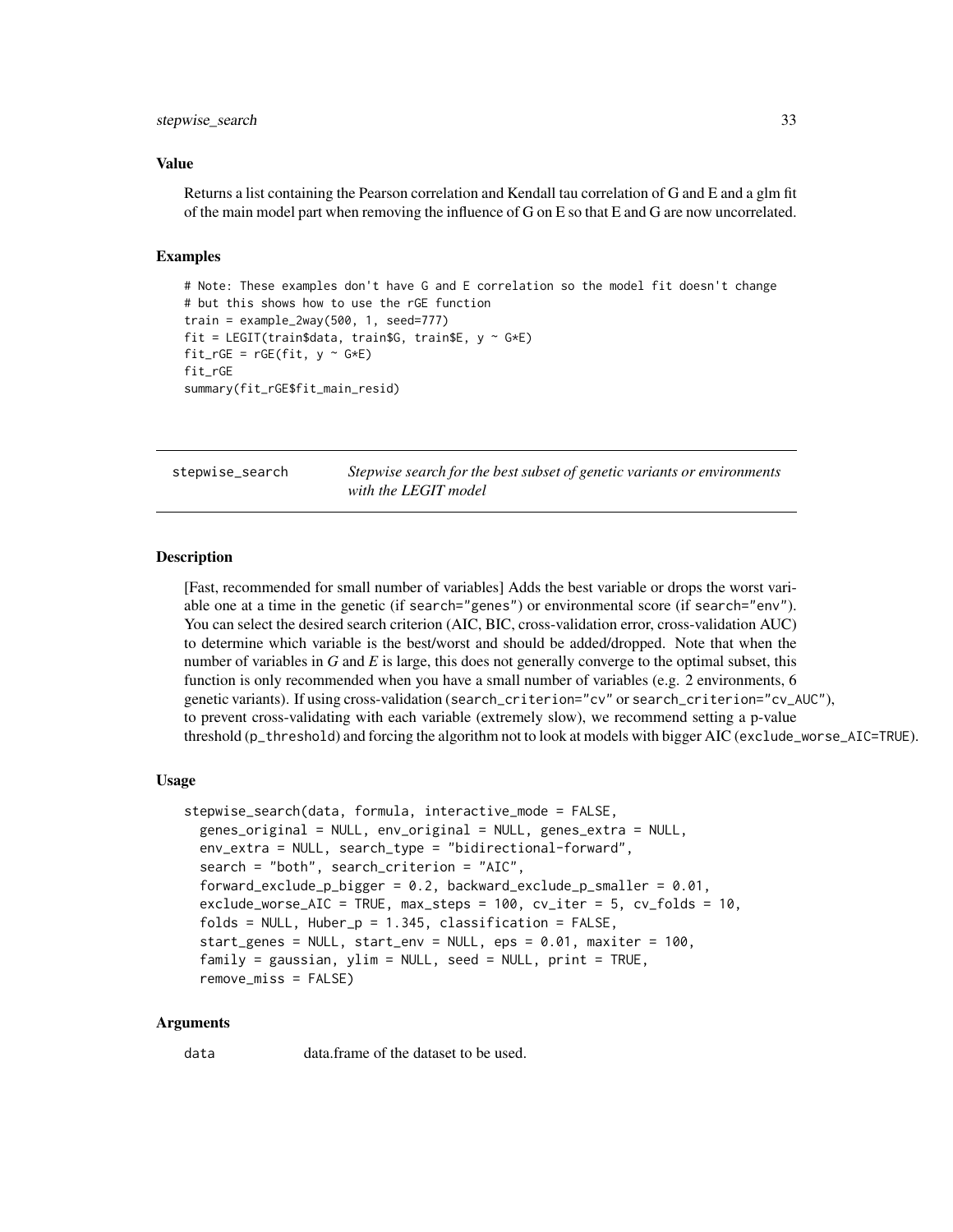### Value

Returns a list containing the Pearson correlation and Kendall tau correlation of G and E and a glm fit of the main model part when removing the influence of G on E so that E and G are now uncorrelated.

### Examples

```
# Note: These examples don't have G and E correlation so the model fit doesn't change
# but this shows how to use the rGE function
train = example_2way(500, 1, seed=777)
fit = LEGIT(train$data, train$G, train$E, y ~ G*E)
fit_rGE = rGE(fit, y ~ G*E)
fit_rGE
summary(fit_rGE$fit_main_resid)
```

---

## stepwise_search — *Stepwise search for the best subset of genetic variants or environments with the LEGIT model*

---

### Description

[Fast, recommended for small number of variables] Adds the best variable or drops the worst variable one at a time in the genetic (if `search="genes"`) or environmental score (if `search="env"`). You can select the desired search criterion (AIC, BIC, cross-validation error, cross-validation AUC) to determine which variable is the best/worst and should be added/dropped. Note that when the number of variables in *G* and *E* is large, this does not generally converge to the optimal subset, this function is only recommended when you have a small number of variables (e.g. 2 environments, 6 genetic variants). If using cross-validation (`search_criterion="cv"` or `search_criterion="cv_AUC"`), to prevent cross-validating with each variable (extremely slow), we recommend setting a p-value threshold (`p_threshold`) and forcing the algorithm not to look at models with bigger AIC (`exclude_worse_AIC=TRUE`).

### Usage

```
stepwise_search(data, formula, interactive_mode = FALSE,
  genes_original = NULL, env_original = NULL, genes_extra = NULL,
  env_extra = NULL, search_type = "bidirectional-forward",
  search = "both", search_criterion = "AIC",
  forward_exclude_p_bigger = 0.2, backward_exclude_p_smaller = 0.01,
  exclude_worse_AIC = TRUE, max_steps = 100, cv_iter = 5, cv_folds = 10,
  folds = NULL, Huber_p = 1.345, classification = FALSE,
  start_genes = NULL, start_env = NULL, eps = 0.01, maxiter = 100,
  family = gaussian, ylim = NULL, seed = NULL, print = TRUE,
  remove_miss = FALSE)
```

### Arguments

`data` data.frame of the dataset to be used.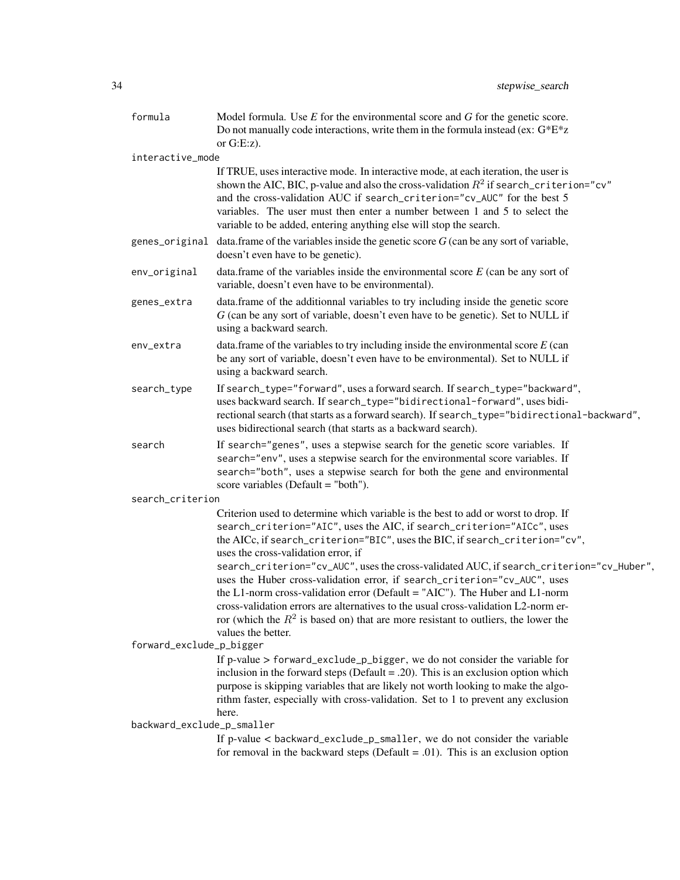`formula`
: Model formula. Use *E* for the environmental score and *G* for the genetic score. Do not manually code interactions, write them in the formula instead (ex: G\*E\*z or G:E:z).

`interactive_mode`
: If TRUE, uses interactive mode. In interactive mode, at each iteration, the user is shown the AIC, BIC, p-value and also the cross-validation $R^2$ if `search_criterion="cv"` and the cross-validation AUC if `search_criterion="cv_AUC"` for the best 5 variables. The user must then enter a number between 1 and 5 to select the variable to be added, entering anything else will stop the search.

`genes_original`
: data.frame of the variables inside the genetic score *G* (can be any sort of variable, doesn't even have to be genetic).

`env_original`
: data.frame of the variables inside the environmental score *E* (can be any sort of variable, doesn't even have to be environmental).

`genes_extra`
: data.frame of the additionnal variables to try including inside the genetic score *G* (can be any sort of variable, doesn't even have to be genetic). Set to NULL if using a backward search.

`env_extra`
: data.frame of the variables to try including inside the environmental score *E* (can be any sort of variable, doesn't even have to be environmental). Set to NULL if using a backward search.

`search_type`
: If `search_type="forward"`, uses a forward search. If `search_type="backward"`, uses backward search. If `search_type="bidirectional-forward"`, uses bidirectional search (that starts as a forward search). If `search_type="bidirectional-backward"`, uses bidirectional search (that starts as a backward search).

`search`
: If `search="genes"`, uses a stepwise search for the genetic score variables. If `search="env"`, uses a stepwise search for the environmental score variables. If `search="both"`, uses a stepwise search for both the gene and environmental score variables (Default = "both").

`search_criterion`
: Criterion used to determine which variable is the best to add or worst to drop. If `search_criterion="AIC"`, uses the AIC, if `search_criterion="AICc"`, uses the AICc, if `search_criterion="BIC"`, uses the BIC, if `search_criterion="cv"`, uses the cross-validation error, if `search_criterion="cv_AUC"`, uses the cross-validated AUC, if `search_criterion="cv_Huber"`, uses the Huber cross-validation error, if `search_criterion="cv_AUC"`, uses the L1-norm cross-validation error (Default = "AIC"). The Huber and L1-norm cross-validation errors are alternatives to the usual cross-validation L2-norm error (which the $R^2$ is based on) that are more resistant to outliers, the lower the values the better.

`forward_exclude_p_bigger`
: If p-value > `forward_exclude_p_bigger`, we do not consider the variable for inclusion in the forward steps (Default = .20). This is an exclusion option which purpose is skipping variables that are likely not worth looking to make the algorithm faster, especially with cross-validation. Set to 1 to prevent any exclusion here.

`backward_exclude_p_smaller`
: If p-value < `backward_exclude_p_smaller`, we do not consider the variable for removal in the backward steps (Default = .01). This is an exclusion option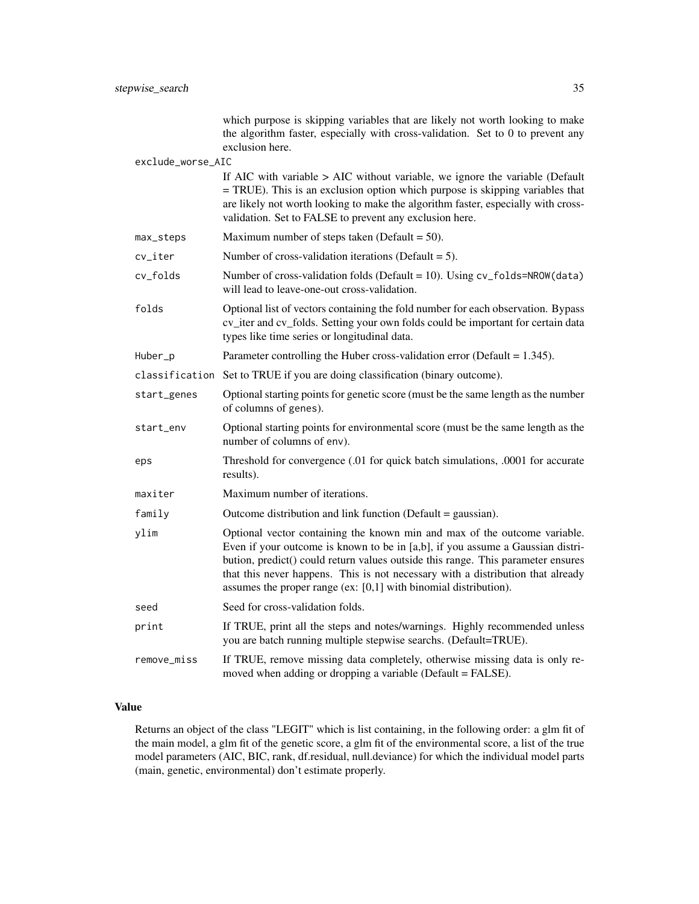which purpose is skipping variables that are likely not worth looking to make the algorithm faster, especially with cross-validation. Set to 0 to prevent any exclusion here.

| Argument | Description |
| --- | --- |
| `exclude_worse_AIC` | If AIC with variable > AIC without variable, we ignore the variable (Default = TRUE). This is an exclusion option which purpose is skipping variables that are likely not worth looking to make the algorithm faster, especially with cross-validation. Set to FALSE to prevent any exclusion here. |
| `max_steps` | Maximum number of steps taken (Default = 50). |
| `cv_iter` | Number of cross-validation iterations (Default = 5). |
| `cv_folds` | Number of cross-validation folds (Default = 10). Using `cv_folds=NROW(data)` will lead to leave-one-out cross-validation. |
| `folds` | Optional list of vectors containing the fold number for each observation. Bypass cv_iter and cv_folds. Setting your own folds could be important for certain data types like time series or longitudinal data. |
| `Huber_p` | Parameter controlling the Huber cross-validation error (Default = 1.345). |
| `classification` | Set to TRUE if you are doing classification (binary outcome). |
| `start_genes` | Optional starting points for genetic score (must be the same length as the number of columns of `genes`). |
| `start_env` | Optional starting points for environmental score (must be the same length as the number of columns of `env`). |
| `eps` | Threshold for convergence (.01 for quick batch simulations, .0001 for accurate results). |
| `maxiter` | Maximum number of iterations. |
| `family` | Outcome distribution and link function (Default = gaussian). |
| `ylim` | Optional vector containing the known min and max of the outcome variable. Even if your outcome is known to be in [a,b], if you assume a Gaussian distribution, predict() could return values outside this range. This parameter ensures that this never happens. This is not necessary with a distribution that already assumes the proper range (ex: [0,1] with binomial distribution). |
| `seed` | Seed for cross-validation folds. |
| `print` | If TRUE, print all the steps and notes/warnings. Highly recommended unless you are batch running multiple stepwise searchs. (Default=TRUE). |
| `remove_miss` | If TRUE, remove missing data completely, otherwise missing data is only removed when adding or dropping a variable (Default = FALSE). |

## Value

Returns an object of the class "LEGIT" which is list containing, in the following order: a glm fit of the main model, a glm fit of the genetic score, a glm fit of the environmental score, a list of the true model parameters (AIC, BIC, rank, df.residual, null.deviance) for which the individual model parts (main, genetic, environmental) don't estimate properly.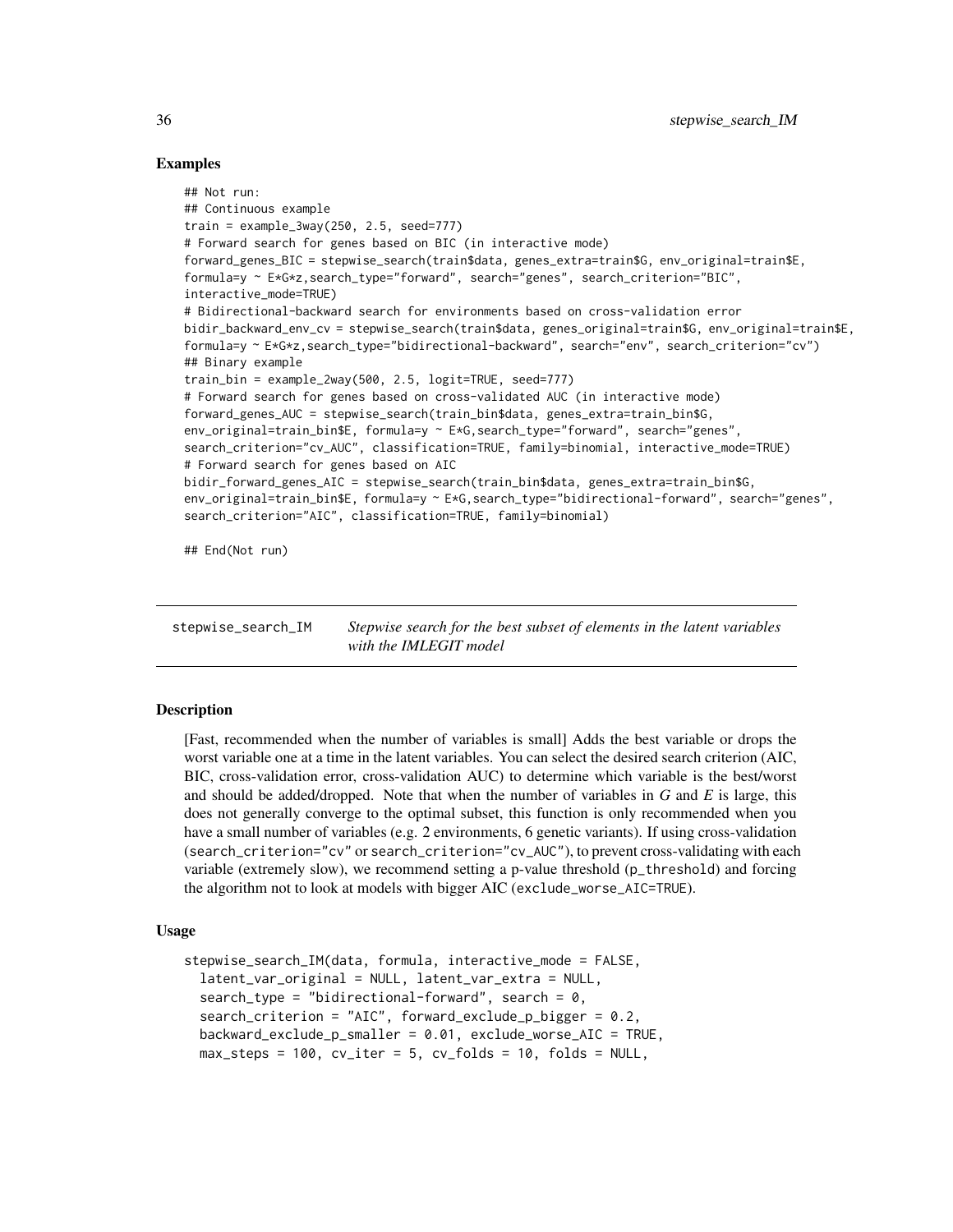### Examples

```
## Not run:
## Continuous example
train = example_3way(250, 2.5, seed=777)
# Forward search for genes based on BIC (in interactive mode)
forward_genes_BIC = stepwise_search(train$data, genes_extra=train$G, env_original=train$E,
formula=y ~ E*G*z,search_type="forward", search="genes", search_criterion="BIC",
interactive_mode=TRUE)
# Bidirectional-backward search for environments based on cross-validation error
bidir_backward_env_cv = stepwise_search(train$data, genes_original=train$G, env_original=train$E,
formula=y ~ E*G*z,search_type="bidirectional-backward", search="env", search_criterion="cv")
## Binary example
train_bin = example_2way(500, 2.5, logit=TRUE, seed=777)
# Forward search for genes based on cross-validated AUC (in interactive mode)
forward_genes_AUC = stepwise_search(train_bin$data, genes_extra=train_bin$G,
env_original=train_bin$E, formula=y ~ E*G,search_type="forward", search="genes",
search_criterion="cv_AUC", classification=TRUE, family=binomial, interactive_mode=TRUE)
# Forward search for genes based on AIC
bidir_forward_genes_AIC = stepwise_search(train_bin$data, genes_extra=train_bin$G,
env_original=train_bin$E, formula=y ~ E*G,search_type="bidirectional-forward", search="genes",
search_criterion="AIC", classification=TRUE, family=binomial)

## End(Not run)
```

---

## stepwise_search_IM — *Stepwise search for the best subset of elements in the latent variables with the IMLEGIT model*

### Description

[Fast, recommended when the number of variables is small] Adds the best variable or drops the worst variable one at a time in the latent variables. You can select the desired search criterion (AIC, BIC, cross-validation error, cross-validation AUC) to determine which variable is the best/worst and should be added/dropped. Note that when the number of variables in *G* and *E* is large, this does not generally converge to the optimal subset, this function is only recommended when you have a small number of variables (e.g. 2 environments, 6 genetic variants). If using cross-validation (`search_criterion="cv"` or `search_criterion="cv_AUC"`), to prevent cross-validating with each variable (extremely slow), we recommend setting a p-value threshold (`p_threshold`) and forcing the algorithm not to look at models with bigger AIC (`exclude_worse_AIC=TRUE`).

### Usage

```
stepwise_search_IM(data, formula, interactive_mode = FALSE,
  latent_var_original = NULL, latent_var_extra = NULL,
  search_type = "bidirectional-forward", search = 0,
  search_criterion = "AIC", forward_exclude_p_bigger = 0.2,
  backward_exclude_p_smaller = 0.01, exclude_worse_AIC = TRUE,
  max_steps = 100, cv_iter = 5, cv_folds = 10, folds = NULL,
```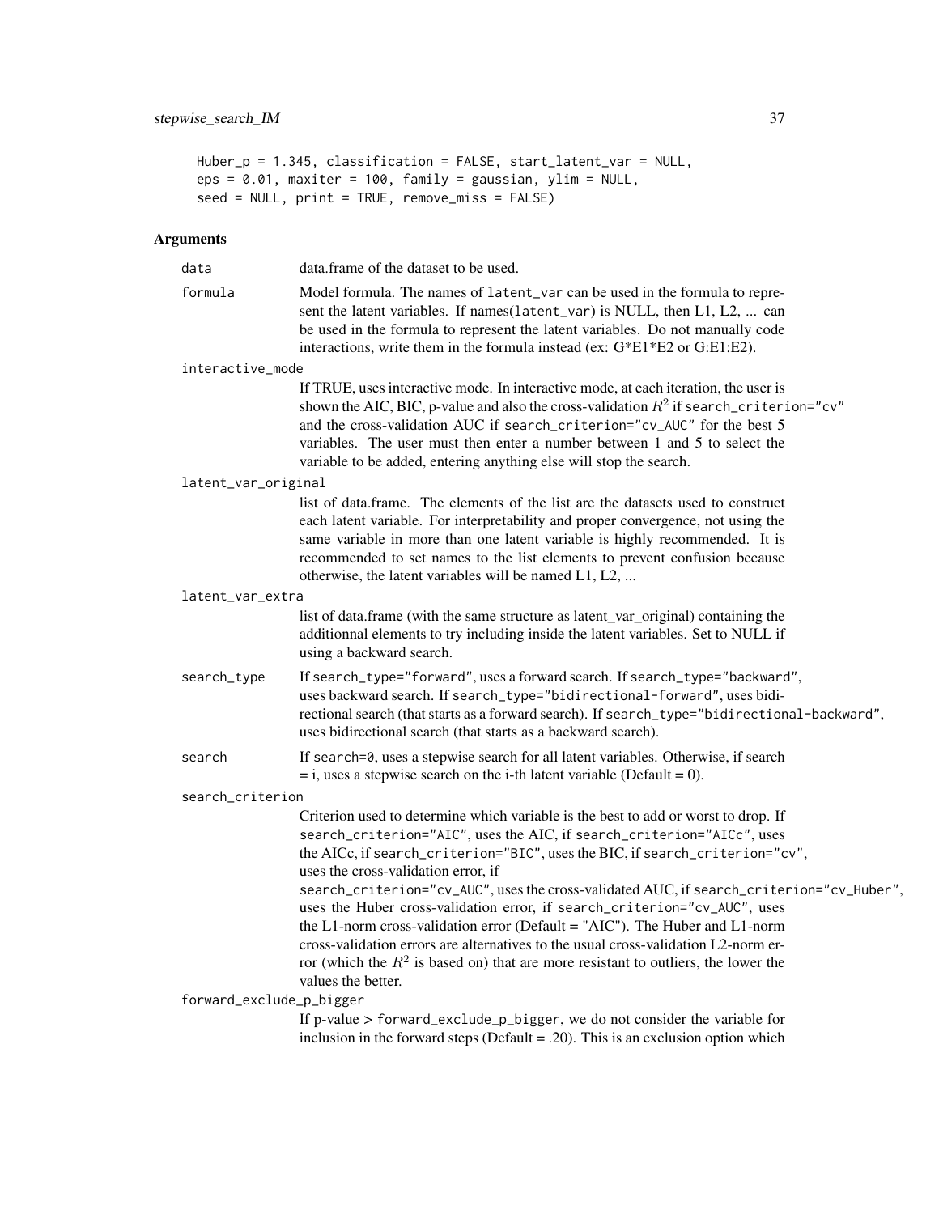```
Huber_p = 1.345, classification = FALSE, start_latent_var = NULL,
eps = 0.01, maxiter = 100, family = gaussian, ylim = NULL,
seed = NULL, print = TRUE, remove_miss = FALSE)
```

## Arguments

`data`
: data.frame of the dataset to be used.

`formula`
: Model formula. The names of `latent_var` can be used in the formula to represent the latent variables. If names(`latent_var`) is NULL, then L1, L2, ... can be used in the formula to represent the latent variables. Do not manually code interactions, write them in the formula instead (ex: G*E1*E2 or G:E1:E2).

`interactive_mode`
: If TRUE, uses interactive mode. In interactive mode, at each iteration, the user is shown the AIC, BIC, p-value and also the cross-validation $R^2$ if `search_criterion="cv"` and the cross-validation AUC if `search_criterion="cv_AUC"` for the best 5 variables. The user must then enter a number between 1 and 5 to select the variable to be added, entering anything else will stop the search.

`latent_var_original`
: list of data.frame. The elements of the list are the datasets used to construct each latent variable. For interpretability and proper convergence, not using the same variable in more than one latent variable is highly recommended. It is recommended to set names to the list elements to prevent confusion because otherwise, the latent variables will be named L1, L2, ...

`latent_var_extra`
: list of data.frame (with the same structure as latent_var_original) containing the additionnal elements to try including inside the latent variables. Set to NULL if using a backward search.

`search_type`
: If `search_type="forward"`, uses a forward search. If `search_type="backward"`, uses backward search. If `search_type="bidirectional-forward"`, uses bidirectional search (that starts as a forward search). If `search_type="bidirectional-backward"`, uses bidirectional search (that starts as a backward search).

`search`
: If `search=0`, uses a stepwise search for all latent variables. Otherwise, if search = i, uses a stepwise search on the i-th latent variable (Default = 0).

`search_criterion`
: Criterion used to determine which variable is the best to add or worst to drop. If `search_criterion="AIC"`, uses the AIC, if `search_criterion="AICc"`, uses the AICc, if `search_criterion="BIC"`, uses the BIC, if `search_criterion="cv"`, uses the cross-validation error, if `search_criterion="cv_AUC"`, uses the cross-validated AUC, if `search_criterion="cv_Huber"`, uses the Huber cross-validation error, if `search_criterion="cv_AUC"`, uses the L1-norm cross-validation error (Default = "AIC"). The Huber and L1-norm cross-validation errors are alternatives to the usual cross-validation L2-norm error (which the $R^2$ is based on) that are more resistant to outliers, the lower the values the better.

`forward_exclude_p_bigger`
: If p-value > `forward_exclude_p_bigger`, we do not consider the variable for inclusion in the forward steps (Default = .20). This is an exclusion option which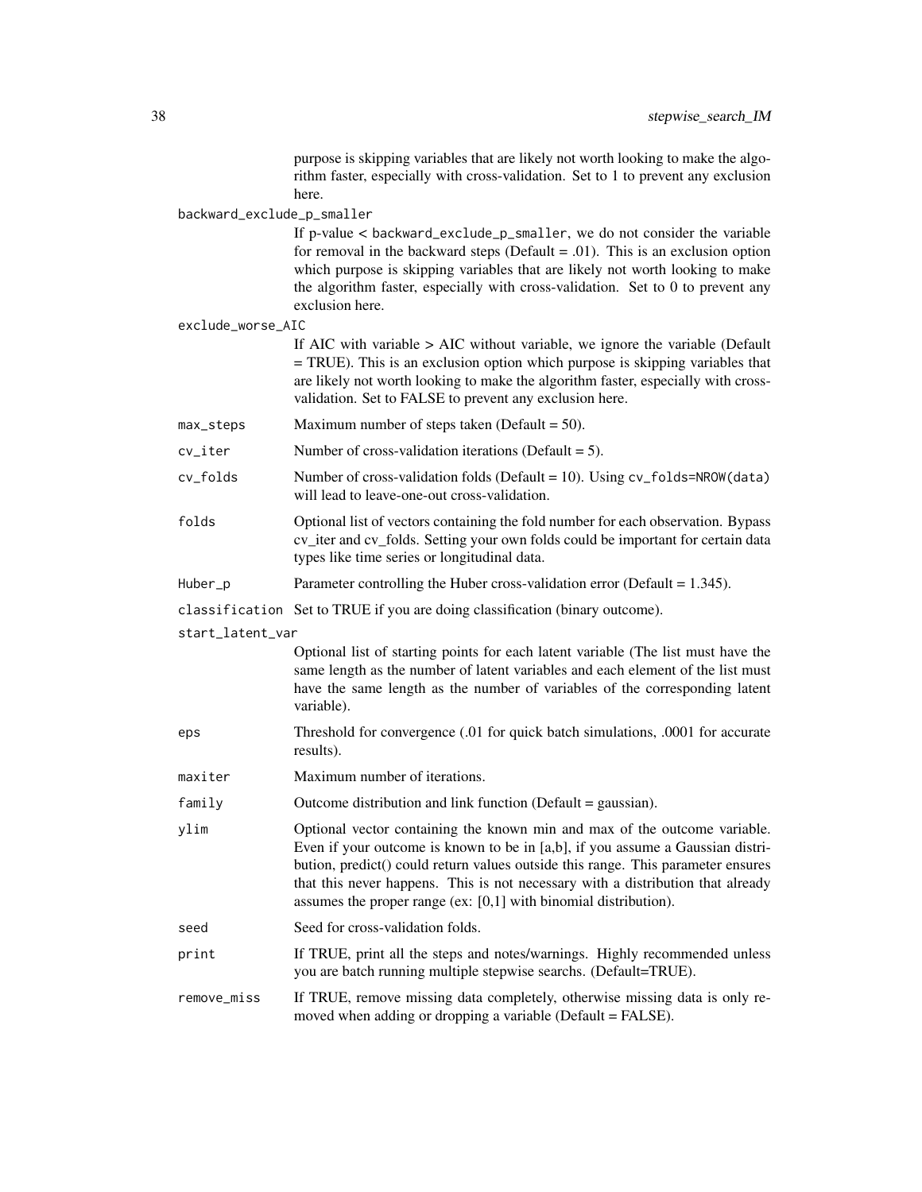purpose is skipping variables that are likely not worth looking to make the algorithm faster, especially with cross-validation. Set to 1 to prevent any exclusion here.

`backward_exclude_p_smaller`
: If p-value < `backward_exclude_p_smaller`, we do not consider the variable for removal in the backward steps (Default = .01). This is an exclusion option which purpose is skipping variables that are likely not worth looking to make the algorithm faster, especially with cross-validation. Set to 0 to prevent any exclusion here.

`exclude_worse_AIC`
: If AIC with variable > AIC without variable, we ignore the variable (Default = TRUE). This is an exclusion option which purpose is skipping variables that are likely not worth looking to make the algorithm faster, especially with cross-validation. Set to FALSE to prevent any exclusion here.

`max_steps`
: Maximum number of steps taken (Default = 50).

`cv_iter`
: Number of cross-validation iterations (Default = 5).

`cv_folds`
: Number of cross-validation folds (Default = 10). Using `cv_folds=NROW(data)` will lead to leave-one-out cross-validation.

`folds`
: Optional list of vectors containing the fold number for each observation. Bypass cv_iter and cv_folds. Setting your own folds could be important for certain data types like time series or longitudinal data.

`Huber_p`
: Parameter controlling the Huber cross-validation error (Default = 1.345).

`classification`
: Set to TRUE if you are doing classification (binary outcome).

`start_latent_var`
: Optional list of starting points for each latent variable (The list must have the same length as the number of latent variables and each element of the list must have the same length as the number of variables of the corresponding latent variable).

`eps`
: Threshold for convergence (.01 for quick batch simulations, .0001 for accurate results).

`maxiter`
: Maximum number of iterations.

`family`
: Outcome distribution and link function (Default = gaussian).

`ylim`
: Optional vector containing the known min and max of the outcome variable. Even if your outcome is known to be in [a,b], if you assume a Gaussian distribution, predict() could return values outside this range. This parameter ensures that this never happens. This is not necessary with a distribution that already assumes the proper range (ex: [0,1] with binomial distribution).

`seed`
: Seed for cross-validation folds.

`print`
: If TRUE, print all the steps and notes/warnings. Highly recommended unless you are batch running multiple stepwise searchs. (Default=TRUE).

`remove_miss`
: If TRUE, remove missing data completely, otherwise missing data is only removed when adding or dropping a variable (Default = FALSE).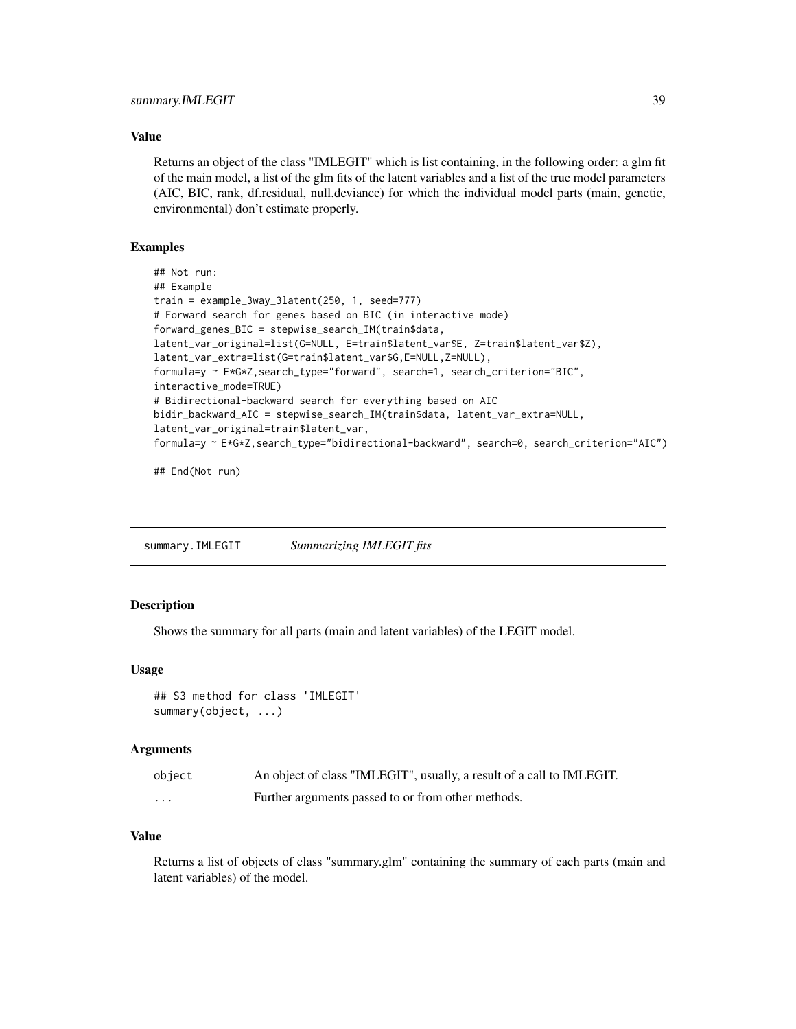### Value

Returns an object of the class "IMLEGIT" which is list containing, in the following order: a glm fit of the main model, a list of the glm fits of the latent variables and a list of the true model parameters (AIC, BIC, rank, df.residual, null.deviance) for which the individual model parts (main, genetic, environmental) don't estimate properly.

### Examples

```
## Not run:
## Example
train = example_3way_3latent(250, 1, seed=777)
# Forward search for genes based on BIC (in interactive mode)
forward_genes_BIC = stepwise_search_IM(train$data,
latent_var_original=list(G=NULL, E=train$latent_var$E, Z=train$latent_var$Z),
latent_var_extra=list(G=train$latent_var$G,E=NULL,Z=NULL),
formula=y ~ E*G*Z,search_type="forward", search=1, search_criterion="BIC",
interactive_mode=TRUE)
# Bidirectional-backward search for everything based on AIC
bidir_backward_AIC = stepwise_search_IM(train$data, latent_var_extra=NULL,
latent_var_original=train$latent_var,
formula=y ~ E*G*Z,search_type="bidirectional-backward", search=0, search_criterion="AIC")

## End(Not run)
```

## summary.IMLEGIT *Summarizing IMLEGIT fits*

### Description

Shows the summary for all parts (main and latent variables) of the LEGIT model.

### Usage

```
## S3 method for class 'IMLEGIT'
summary(object, ...)
```

### Arguments

| | |
|---|---|
| object | An object of class "IMLEGIT", usually, a result of a call to IMLEGIT. |
| ... | Further arguments passed to or from other methods. |

### Value

Returns a list of objects of class "summary.glm" containing the summary of each parts (main and latent variables) of the model.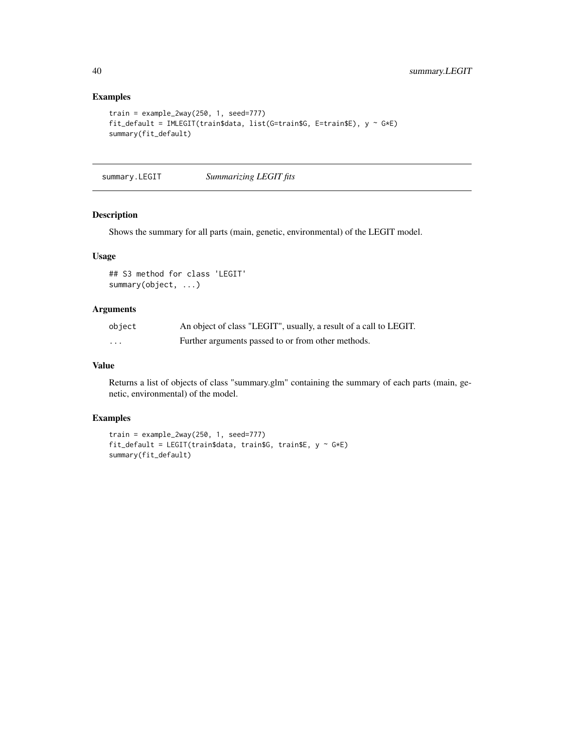## Examples

```
train = example_2way(250, 1, seed=777)
fit_default = IMLEGIT(train$data, list(G=train$G, E=train$E), y ~ G*E)
summary(fit_default)
```

---

## summary.LEGIT *Summarizing LEGIT fits*

### Description

Shows the summary for all parts (main, genetic, environmental) of the LEGIT model.

### Usage

```
## S3 method for class 'LEGIT'
summary(object, ...)
```

### Arguments

| | |
|---|---|
| object | An object of class "LEGIT", usually, a result of a call to LEGIT. |
| ... | Further arguments passed to or from other methods. |

### Value

Returns a list of objects of class "summary.glm" containing the summary of each parts (main, genetic, environmental) of the model.

### Examples

```
train = example_2way(250, 1, seed=777)
fit_default = LEGIT(train$data, train$G, train$E, y ~ G*E)
summary(fit_default)
```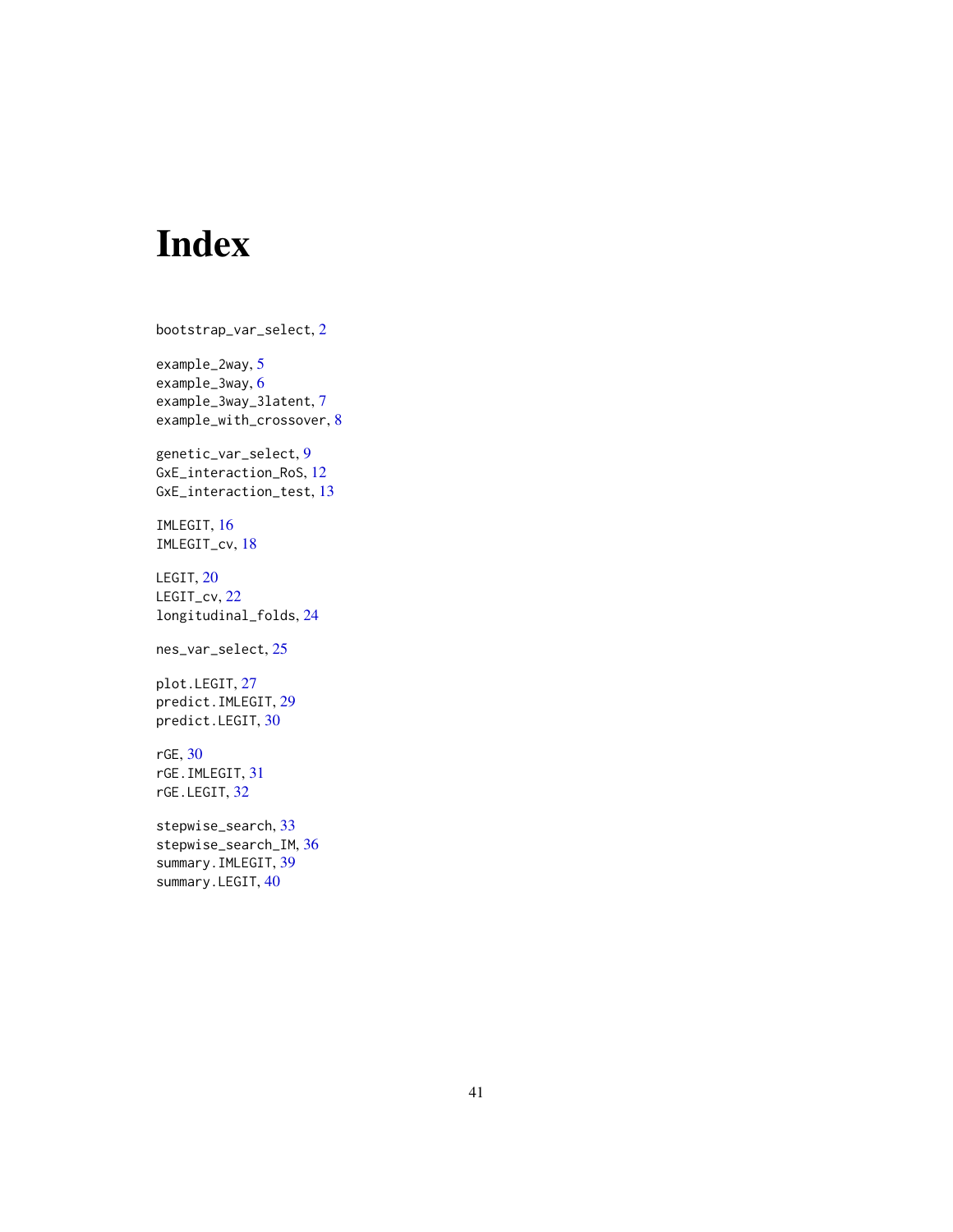# Index

bootstrap_var_select, 2

example_2way, 5
example_3way, 6
example_3way_3latent, 7
example_with_crossover, 8

genetic_var_select, 9
GxE_interaction_RoS, 12
GxE_interaction_test, 13

IMLEGIT, 16
IMLEGIT_cv, 18

LEGIT, 20
LEGIT_cv, 22
longitudinal_folds, 24

nes_var_select, 25

plot.LEGIT, 27
predict.IMLEGIT, 29
predict.LEGIT, 30

rGE, 30
rGE.IMLEGIT, 31
rGE.LEGIT, 32

stepwise_search, 33
stepwise_search_IM, 36
summary.IMLEGIT, 39
summary.LEGIT, 40